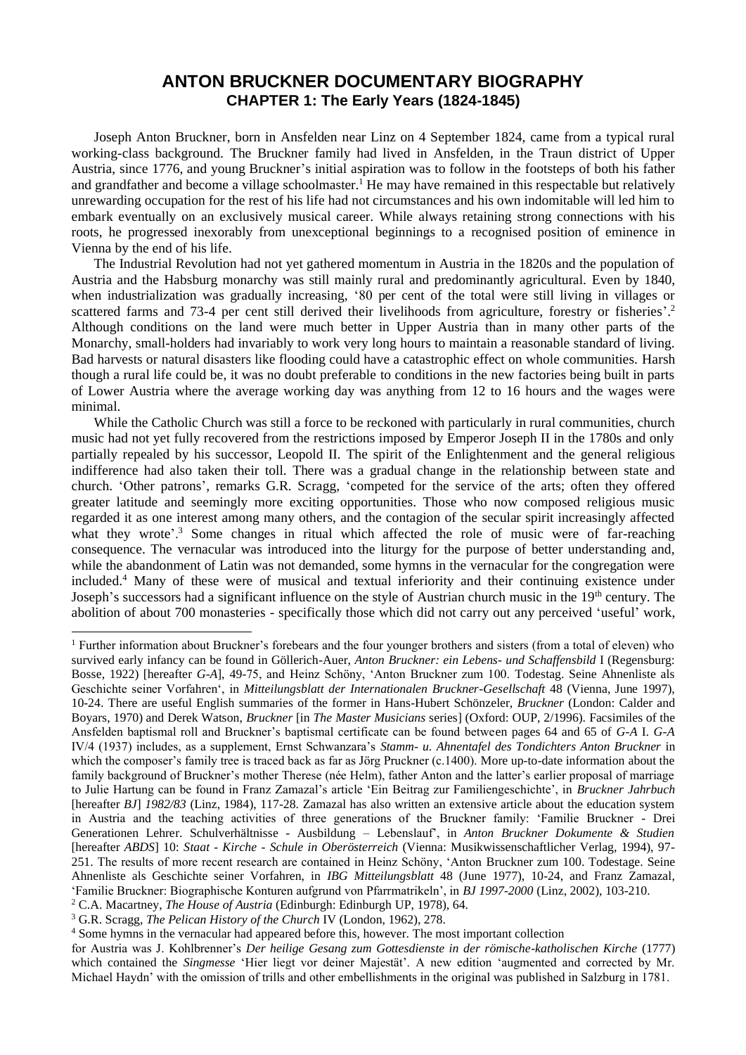# ANTON BRUCKNER DOCUMENTARY BIOGRAPHY

## CHAPTER 1: The Early Years (1824-1845)

Joseph Anton Bruckner, born in Ansfelden near Linz on 4 September 1824, came from a typical rural working-class background. The Bruckner family had lived in Ansfelden, in the Traun district of Upper Austria, since 1776, and young Bruckner's initial aspiration was to follow in the footsteps of both his father and grandfather and become a village schoolmaster.[1] He may have remained in this respectable but relatively unrewarding occupation for the rest of his life had not circumstances and his own indomitable will led him to embark eventually on an exclusively musical career. While always retaining strong connections with his roots, he progressed inexorably from unexceptional beginnings to a recognised position of eminence in Vienna by the end of his life.

The Industrial Revolution had not yet gathered momentum in Austria in the 1820s and the population of Austria and the Habsburg monarchy was still mainly rural and predominantly agricultural. Even by 1840, when industrialization was gradually increasing, '80 per cent of the total were still living in villages or scattered farms and 73-4 per cent still derived their livelihoods from agriculture, forestry or fisheries'.[2] Although conditions on the land were much better in Upper Austria than in many other parts of the Monarchy, small-holders had invariably to work very long hours to maintain a reasonable standard of living. Bad harvests or natural disasters like flooding could have a catastrophic effect on whole communities. Harsh though a rural life could be, it was no doubt preferable to conditions in the new factories being built in parts of Lower Austria where the average working day was anything from 12 to 16 hours and the wages were minimal.

While the Catholic Church was still a force to be reckoned with particularly in rural communities, church music had not yet fully recovered from the restrictions imposed by Emperor Joseph II in the 1780s and only partially repealed by his successor, Leopold II. The spirit of the Enlightenment and the general religious indifference had also taken their toll. There was a gradual change in the relationship between state and church. 'Other patrons', remarks G.R. Scragg, 'competed for the service of the arts; often they offered greater latitude and seemingly more exciting opportunities. Those who now composed religious music regarded it as one interest among many others, and the contagion of the secular spirit increasingly affected what they wrote'.[3] Some changes in ritual which affected the role of music were of far-reaching consequence. The vernacular was introduced into the liturgy for the purpose of better understanding and, while the abandonment of Latin was not demanded, some hymns in the vernacular for the congregation were included.[4] Many of these were of musical and textual inferiority and their continuing existence under Joseph's successors had a significant influence on the style of Austrian church music in the 19th century. The abolition of about 700 monasteries - specifically those which did not carry out any perceived 'useful' work,

---

[1] Further information about Bruckner's forebears and the four younger brothers and sisters (from a total of eleven) who survived early infancy can be found in Göllerich-Auer, *Anton Bruckner: ein Lebens- und Schaffensbild* I (Regensburg: Bosse, 1922) [hereafter *G-A*], 49-75, and Heinz Schöny, 'Anton Bruckner zum 100. Todestag. Seine Ahnenliste als Geschichte seiner Vorfahren', in *Mitteilungsblatt der Internationalen Bruckner-Gesellschaft* 48 (Vienna, June 1997), 10-24. There are useful English summaries of the former in Hans-Hubert Schönzeler, *Bruckner* (London: Calder and Boyars, 1970) and Derek Watson, *Bruckner* [in *The Master Musicians* series] (Oxford: OUP, 2/1996). Facsimiles of the Ansfelden baptismal roll and Bruckner's baptismal certificate can be found between pages 64 and 65 of *G-A* I. *G-A* IV/4 (1937) includes, as a supplement, Ernst Schwanzara's *Stamm- u. Ahnentafel des Tondichters Anton Bruckner* in which the composer's family tree is traced back as far as Jörg Pruckner (c.1400). More up-to-date information about the family background of Bruckner's mother Therese (née Helm), father Anton and the latter's earlier proposal of marriage to Julie Hartung can be found in Franz Zamazal's article 'Ein Beitrag zur Familiengeschichte', in *Bruckner Jahrbuch* [hereafter *BJ*] *1982/83* (Linz, 1984), 117-28. Zamazal has also written an extensive article about the education system in Austria and the teaching activities of three generations of the Bruckner family: 'Familie Bruckner - Drei Generationen Lehrer. Schulverhältnisse - Ausbildung – Lebenslauf', in *Anton Bruckner Dokumente & Studien* [hereafter *ABDS*] 10: *Staat - Kirche - Schule in Oberösterreich* (Vienna: Musikwissenschaftlicher Verlag, 1994), 97-251. The results of more recent research are contained in Heinz Schöny, 'Anton Bruckner zum 100. Todestage. Seine Ahnenliste als Geschichte seiner Vorfahren, in *IBG Mitteilungsblatt* 48 (June 1977), 10-24, and Franz Zamazal, 'Familie Bruckner: Biographische Konturen aufgrund von Pfarrmatrikeln', in *BJ 1997-2000* (Linz, 2002), 103-210.

[2] C.A. Macartney, *The House of Austria* (Edinburgh: Edinburgh UP, 1978), 64.

[3] G.R. Scragg, *The Pelican History of the Church* IV (London, 1962), 278.

[4] Some hymns in the vernacular had appeared before this, however. The most important collection for Austria was J. Kohlbrenner's *Der heilige Gesang zum Gottesdienste in der römische-katholischen Kirche* (1777) which contained the *Singmesse* 'Hier liegt vor deiner Majestät'. A new edition 'augmented and corrected by Mr. Michael Haydn' with the omission of trills and other embellishments in the original was published in Salzburg in 1781.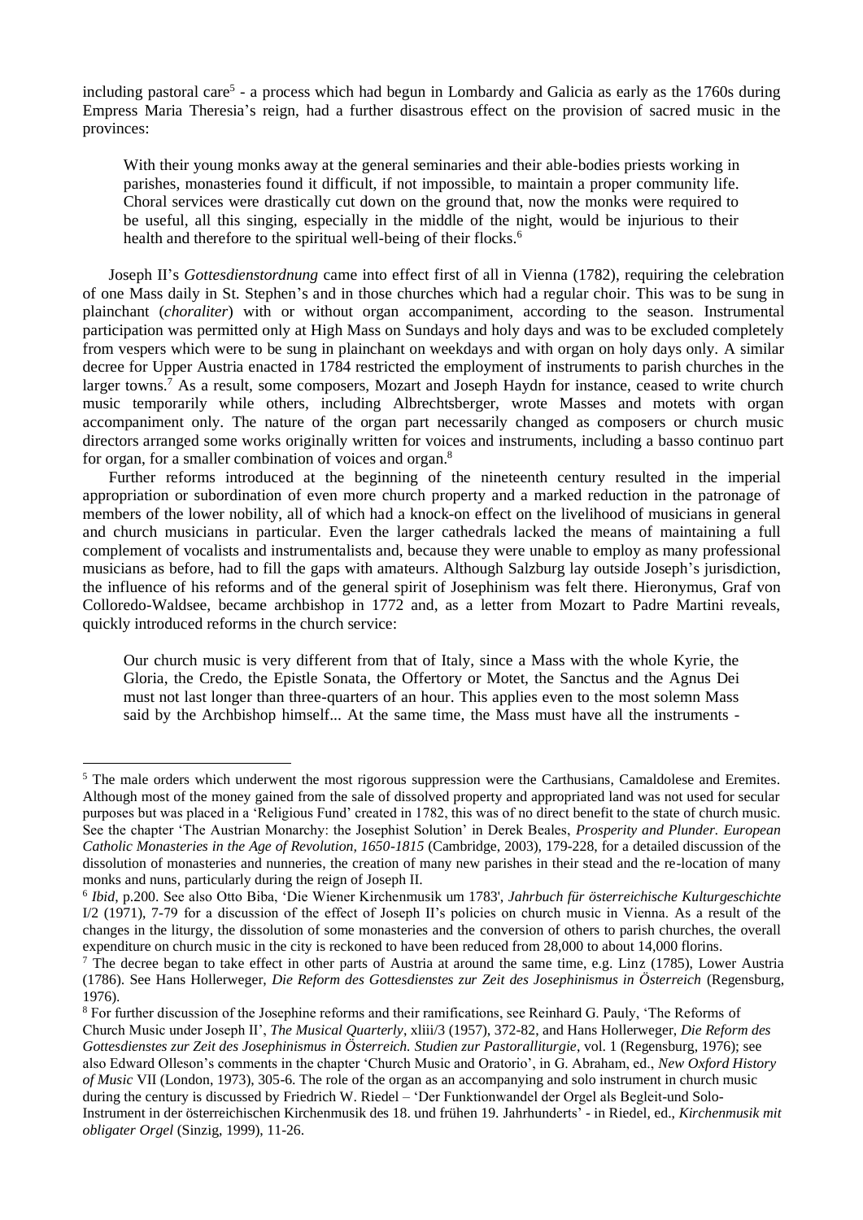including pastoral care[5] - a process which had begun in Lombardy and Galicia as early as the 1760s during Empress Maria Theresia's reign, had a further disastrous effect on the provision of sacred music in the provinces:

> With their young monks away at the general seminaries and their able-bodies priests working in parishes, monasteries found it difficult, if not impossible, to maintain a proper community life. Choral services were drastically cut down on the ground that, now the monks were required to be useful, all this singing, especially in the middle of the night, would be injurious to their health and therefore to the spiritual well-being of their flocks.[6]

Joseph II's *Gottesdienstordnung* came into effect first of all in Vienna (1782), requiring the celebration of one Mass daily in St. Stephen's and in those churches which had a regular choir. This was to be sung in plainchant (*choraliter*) with or without organ accompaniment, according to the season. Instrumental participation was permitted only at High Mass on Sundays and holy days and was to be excluded completely from vespers which were to be sung in plainchant on weekdays and with organ on holy days only. A similar decree for Upper Austria enacted in 1784 restricted the employment of instruments to parish churches in the larger towns.[7] As a result, some composers, Mozart and Joseph Haydn for instance, ceased to write church music temporarily while others, including Albrechtsberger, wrote Masses and motets with organ accompaniment only. The nature of the organ part necessarily changed as composers or church music directors arranged some works originally written for voices and instruments, including a basso continuo part for organ, for a smaller combination of voices and organ.[8]

Further reforms introduced at the beginning of the nineteenth century resulted in the imperial appropriation or subordination of even more church property and a marked reduction in the patronage of members of the lower nobility, all of which had a knock-on effect on the livelihood of musicians in general and church musicians in particular. Even the larger cathedrals lacked the means of maintaining a full complement of vocalists and instrumentalists and, because they were unable to employ as many professional musicians as before, had to fill the gaps with amateurs. Although Salzburg lay outside Joseph's jurisdiction, the influence of his reforms and of the general spirit of Josephinism was felt there. Hieronymus, Graf von Colloredo-Waldsee, became archbishop in 1772 and, as a letter from Mozart to Padre Martini reveals, quickly introduced reforms in the church service:

> Our church music is very different from that of Italy, since a Mass with the whole Kyrie, the Gloria, the Credo, the Epistle Sonata, the Offertory or Motet, the Sanctus and the Agnus Dei must not last longer than three-quarters of an hour. This applies even to the most solemn Mass said by the Archbishop himself... At the same time, the Mass must have all the instruments -

---

[5] The male orders which underwent the most rigorous suppression were the Carthusians, Camaldolese and Eremites. Although most of the money gained from the sale of dissolved property and appropriated land was not used for secular purposes but was placed in a 'Religious Fund' created in 1782, this was of no direct benefit to the state of church music. See the chapter 'The Austrian Monarchy: the Josephist Solution' in Derek Beales, *Prosperity and Plunder. European Catholic Monasteries in the Age of Revolution, 1650-1815* (Cambridge, 2003), 179-228, for a detailed discussion of the dissolution of monasteries and nunneries, the creation of many new parishes in their stead and the re-location of many monks and nuns, particularly during the reign of Joseph II.

[6] *Ibid*, p.200. See also Otto Biba, 'Die Wiener Kirchenmusik um 1783', *Jahrbuch für österreichische Kulturgeschichte* I/2 (1971), 7-79 for a discussion of the effect of Joseph II's policies on church music in Vienna. As a result of the changes in the liturgy, the dissolution of some monasteries and the conversion of others to parish churches, the overall expenditure on church music in the city is reckoned to have been reduced from 28,000 to about 14,000 florins.

[7] The decree began to take effect in other parts of Austria at around the same time, e.g. Linz (1785), Lower Austria (1786). See Hans Hollerweger, *Die Reform des Gottesdienstes zur Zeit des Josephinismus in Österreich* (Regensburg, 1976).

[8] For further discussion of the Josephine reforms and their ramifications, see Reinhard G. Pauly, 'The Reforms of Church Music under Joseph II', *The Musical Quarterly*, xliii/3 (1957), 372-82, and Hans Hollerweger, *Die Reform des Gottesdienstes zur Zeit des Josephinismus in Österreich. Studien zur Pastoralliturgie*, vol. 1 (Regensburg, 1976); see also Edward Olleson's comments in the chapter 'Church Music and Oratorio', in G. Abraham, ed., *New Oxford History of Music* VII (London, 1973), 305-6. The role of the organ as an accompanying and solo instrument in church music during the century is discussed by Friedrich W. Riedel – 'Der Funktionwandel der Orgel als Begleit-und Solo-Instrument in der österreichischen Kirchenmusik des 18. und frühen 19. Jahrhunderts' - in Riedel, ed., *Kirchenmusik mit obligater Orgel* (Sinzig, 1999), 11-26.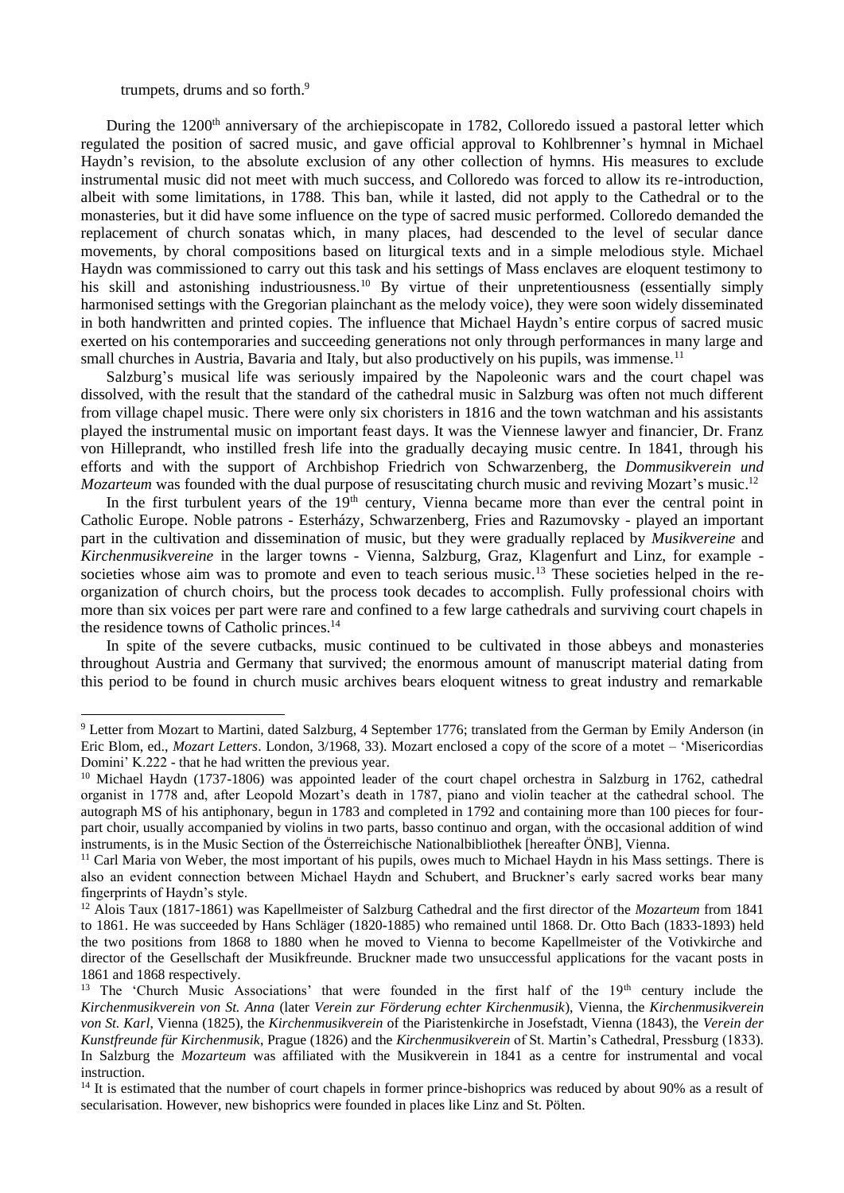trumpets, drums and so forth.[9]

During the 1200[th] anniversary of the archiepiscopate in 1782, Colloredo issued a pastoral letter which regulated the position of sacred music, and gave official approval to Kohlbrenner's hymnal in Michael Haydn's revision, to the absolute exclusion of any other collection of hymns. His measures to exclude instrumental music did not meet with much success, and Colloredo was forced to allow its re-introduction, albeit with some limitations, in 1788. This ban, while it lasted, did not apply to the Cathedral or to the monasteries, but it did have some influence on the type of sacred music performed. Colloredo demanded the replacement of church sonatas which, in many places, had descended to the level of secular dance movements, by choral compositions based on liturgical texts and in a simple melodious style. Michael Haydn was commissioned to carry out this task and his settings of Mass enclaves are eloquent testimony to his skill and astonishing industriousness.[10] By virtue of their unpretentiousness (essentially simply harmonised settings with the Gregorian plainchant as the melody voice), they were soon widely disseminated in both handwritten and printed copies. The influence that Michael Haydn's entire corpus of sacred music exerted on his contemporaries and succeeding generations not only through performances in many large and small churches in Austria, Bavaria and Italy, but also productively on his pupils, was immense.[11]

Salzburg's musical life was seriously impaired by the Napoleonic wars and the court chapel was dissolved, with the result that the standard of the cathedral music in Salzburg was often not much different from village chapel music. There were only six choristers in 1816 and the town watchman and his assistants played the instrumental music on important feast days. It was the Viennese lawyer and financier, Dr. Franz von Hilleprandt, who instilled fresh life into the gradually decaying music centre. In 1841, through his efforts and with the support of Archbishop Friedrich von Schwarzenberg, the *Dommusikverein und Mozarteum* was founded with the dual purpose of resuscitating church music and reviving Mozart's music.[12]

In the first turbulent years of the 19[th] century, Vienna became more than ever the central point in Catholic Europe. Noble patrons - Esterházy, Schwarzenberg, Fries and Razumovsky - played an important part in the cultivation and dissemination of music, but they were gradually replaced by *Musikvereine* and *Kirchenmusikvereine* in the larger towns - Vienna, Salzburg, Graz, Klagenfurt and Linz, for example - societies whose aim was to promote and even to teach serious music.[13] These societies helped in the re-organization of church choirs, but the process took decades to accomplish. Fully professional choirs with more than six voices per part were rare and confined to a few large cathedrals and surviving court chapels in the residence towns of Catholic princes.[14]

In spite of the severe cutbacks, music continued to be cultivated in those abbeys and monasteries throughout Austria and Germany that survived; the enormous amount of manuscript material dating from this period to be found in church music archives bears eloquent witness to great industry and remarkable

---

[9] Letter from Mozart to Martini, dated Salzburg, 4 September 1776; translated from the German by Emily Anderson (in Eric Blom, ed., *Mozart Letters*. London, 3/1968, 33). Mozart enclosed a copy of the score of a motet – 'Misericordias Domini' K.222 - that he had written the previous year.

[10] Michael Haydn (1737-1806) was appointed leader of the court chapel orchestra in Salzburg in 1762, cathedral organist in 1778 and, after Leopold Mozart's death in 1787, piano and violin teacher at the cathedral school. The autograph MS of his antiphonary, begun in 1783 and completed in 1792 and containing more than 100 pieces for four-part choir, usually accompanied by violins in two parts, basso continuo and organ, with the occasional addition of wind instruments, is in the Music Section of the Österreichische Nationalbibliothek [hereafter ÖNB], Vienna.

[11] Carl Maria von Weber, the most important of his pupils, owes much to Michael Haydn in his Mass settings. There is also an evident connection between Michael Haydn and Schubert, and Bruckner's early sacred works bear many fingerprints of Haydn's style.

[12] Alois Taux (1817-1861) was Kapellmeister of Salzburg Cathedral and the first director of the *Mozarteum* from 1841 to 1861. He was succeeded by Hans Schläger (1820-1885) who remained until 1868. Dr. Otto Bach (1833-1893) held the two positions from 1868 to 1880 when he moved to Vienna to become Kapellmeister of the Votivkirche and director of the Gesellschaft der Musikfreunde. Bruckner made two unsuccessful applications for the vacant posts in 1861 and 1868 respectively.

[13] The 'Church Music Associations' that were founded in the first half of the 19[th] century include the *Kirchenmusikverein von St. Anna* (later *Verein zur Förderung echter Kirchenmusik*), Vienna, the *Kirchenmusikverein von St. Karl*, Vienna (1825), the *Kirchenmusikverein* of the Piaristenkirche in Josefstadt, Vienna (1843), the *Verein der Kunstfreunde für Kirchenmusik*, Prague (1826) and the *Kirchenmusikverein* of St. Martin's Cathedral, Pressburg (1833). In Salzburg the *Mozarteum* was affiliated with the Musikverein in 1841 as a centre for instrumental and vocal instruction.

[14] It is estimated that the number of court chapels in former prince-bishoprics was reduced by about 90% as a result of secularisation. However, new bishoprics were founded in places like Linz and St. Pölten.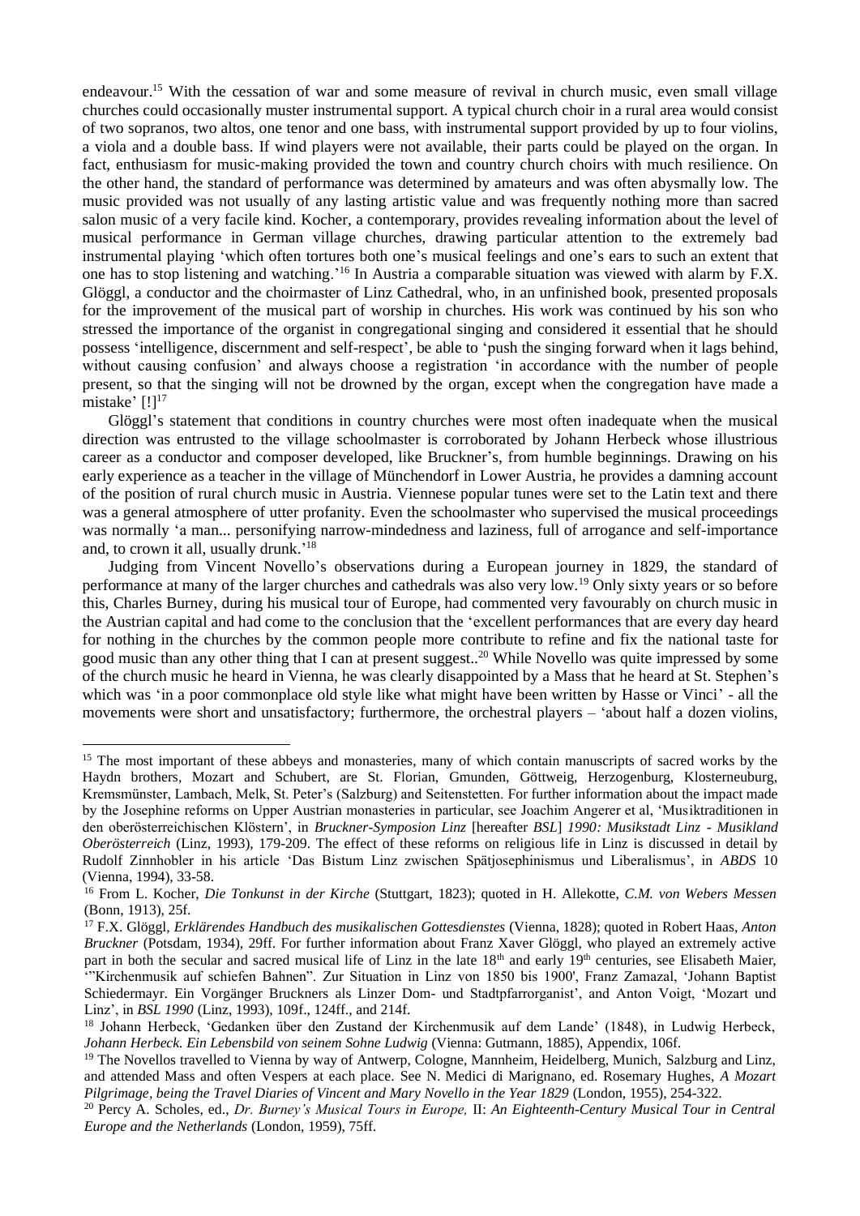endeavour.[15] With the cessation of war and some measure of revival in church music, even small village churches could occasionally muster instrumental support. A typical church choir in a rural area would consist of two sopranos, two altos, one tenor and one bass, with instrumental support provided by up to four violins, a viola and a double bass. If wind players were not available, their parts could be played on the organ. In fact, enthusiasm for music-making provided the town and country church choirs with much resilience. On the other hand, the standard of performance was determined by amateurs and was often abysmally low. The music provided was not usually of any lasting artistic value and was frequently nothing more than sacred salon music of a very facile kind. Kocher, a contemporary, provides revealing information about the level of musical performance in German village churches, drawing particular attention to the extremely bad instrumental playing 'which often tortures both one's musical feelings and one's ears to such an extent that one has to stop listening and watching.'[16] In Austria a comparable situation was viewed with alarm by F.X. Glöggl, a conductor and the choirmaster of Linz Cathedral, who, in an unfinished book, presented proposals for the improvement of the musical part of worship in churches. His work was continued by his son who stressed the importance of the organist in congregational singing and considered it essential that he should possess 'intelligence, discernment and self-respect', be able to 'push the singing forward when it lags behind, without causing confusion' and always choose a registration 'in accordance with the number of people present, so that the singing will not be drowned by the organ, except when the congregation have made a mistake' [!][17]

Glöggl's statement that conditions in country churches were most often inadequate when the musical direction was entrusted to the village schoolmaster is corroborated by Johann Herbeck whose illustrious career as a conductor and composer developed, like Bruckner's, from humble beginnings. Drawing on his early experience as a teacher in the village of Münchendorf in Lower Austria, he provides a damning account of the position of rural church music in Austria. Viennese popular tunes were set to the Latin text and there was a general atmosphere of utter profanity. Even the schoolmaster who supervised the musical proceedings was normally 'a man... personifying narrow-mindedness and laziness, full of arrogance and self-importance and, to crown it all, usually drunk.'[18]

Judging from Vincent Novello's observations during a European journey in 1829, the standard of performance at many of the larger churches and cathedrals was also very low.[19] Only sixty years or so before this, Charles Burney, during his musical tour of Europe, had commented very favourably on church music in the Austrian capital and had come to the conclusion that the 'excellent performances that are every day heard for nothing in the churches by the common people more contribute to refine and fix the national taste for good music than any other thing that I can at present suggest..[20] While Novello was quite impressed by some of the church music he heard in Vienna, he was clearly disappointed by a Mass that he heard at St. Stephen's which was 'in a poor commonplace old style like what might have been written by Hasse or Vinci' - all the movements were short and unsatisfactory; furthermore, the orchestral players – 'about half a dozen violins,

---

[15] The most important of these abbeys and monasteries, many of which contain manuscripts of sacred works by the Haydn brothers, Mozart and Schubert, are St. Florian, Gmunden, Göttweig, Herzogenburg, Klosterneuburg, Kremsmünster, Lambach, Melk, St. Peter's (Salzburg) and Seitenstetten. For further information about the impact made by the Josephine reforms on Upper Austrian monasteries in particular, see Joachim Angerer et al, 'Musiktraditionen in den oberösterreichischen Klöstern', in *Bruckner-Symposion Linz* [hereafter *BSL*] *1990: Musikstadt Linz - Musikland Oberösterreich* (Linz, 1993), 179-209. The effect of these reforms on religious life in Linz is discussed in detail by Rudolf Zinnhobler in his article 'Das Bistum Linz zwischen Spätjosephinismus und Liberalismus', in *ABDS* 10 (Vienna, 1994), 33-58.

[16] From L. Kocher, *Die Tonkunst in der Kirche* (Stuttgart, 1823); quoted in H. Allekotte, *C.M. von Webers Messen* (Bonn, 1913), 25f.

[17] F.X. Glöggl, *Erklärendes Handbuch des musikalischen Gottesdienstes* (Vienna, 1828); quoted in Robert Haas, *Anton Bruckner* (Potsdam, 1934), 29ff. For further information about Franz Xaver Glöggl, who played an extremely active part in both the secular and sacred musical life of Linz in the late 18th and early 19th centuries, see Elisabeth Maier, '"Kirchenmusik auf schiefen Bahnen". Zur Situation in Linz von 1850 bis 1900', Franz Zamazal, 'Johann Baptist Schiedermayr. Ein Vorgänger Bruckners als Linzer Dom- und Stadtpfarrorganist', and Anton Voigt, 'Mozart und Linz', in *BSL 1990* (Linz, 1993), 109f., 124ff., and 214f.

[18] Johann Herbeck, 'Gedanken über den Zustand der Kirchenmusik auf dem Lande' (1848), in Ludwig Herbeck, *Johann Herbeck. Ein Lebensbild von seinem Sohne Ludwig* (Vienna: Gutmann, 1885), Appendix, 106f.

[19] The Novellos travelled to Vienna by way of Antwerp, Cologne, Mannheim, Heidelberg, Munich, Salzburg and Linz, and attended Mass and often Vespers at each place. See N. Medici di Marignano, ed. Rosemary Hughes, *A Mozart Pilgrimage, being the Travel Diaries of Vincent and Mary Novello in the Year 1829* (London, 1955), 254-322.

[20] Percy A. Scholes, ed., *Dr. Burney's Musical Tours in Europe,* II: *An Eighteenth-Century Musical Tour in Central Europe and the Netherlands* (London, 1959), 75ff.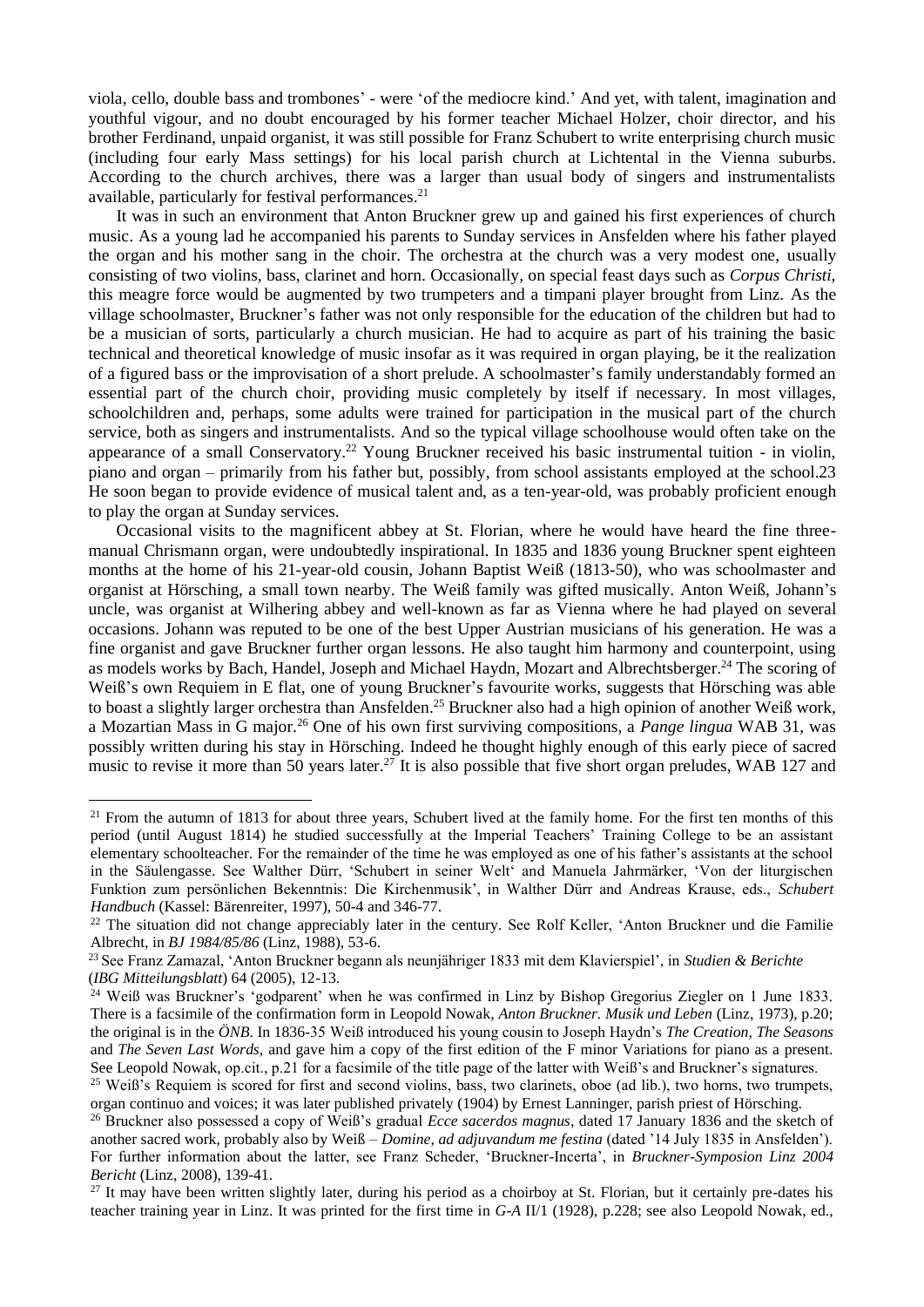viola, cello, double bass and trombones' - were 'of the mediocre kind.' And yet, with talent, imagination and youthful vigour, and no doubt encouraged by his former teacher Michael Holzer, choir director, and his brother Ferdinand, unpaid organist, it was still possible for Franz Schubert to write enterprising church music (including four early Mass settings) for his local parish church at Lichtental in the Vienna suburbs. According to the church archives, there was a larger than usual body of singers and instrumentalists available, particularly for festival performances.[21]

It was in such an environment that Anton Bruckner grew up and gained his first experiences of church music. As a young lad he accompanied his parents to Sunday services in Ansfelden where his father played the organ and his mother sang in the choir. The orchestra at the church was a very modest one, usually consisting of two violins, bass, clarinet and horn. Occasionally, on special feast days such as *Corpus Christi*, this meagre force would be augmented by two trumpeters and a timpani player brought from Linz. As the village schoolmaster, Bruckner's father was not only responsible for the education of the children but had to be a musician of sorts, particularly a church musician. He had to acquire as part of his training the basic technical and theoretical knowledge of music insofar as it was required in organ playing, be it the realization of a figured bass or the improvisation of a short prelude. A schoolmaster's family understandably formed an essential part of the church choir, providing music completely by itself if necessary. In most villages, schoolchildren and, perhaps, some adults were trained for participation in the musical part of the church service, both as singers and instrumentalists. And so the typical village schoolhouse would often take on the appearance of a small Conservatory.[22] Young Bruckner received his basic instrumental tuition - in violin, piano and organ – primarily from his father but, possibly, from school assistants employed at the school.23 He soon began to provide evidence of musical talent and, as a ten-year-old, was probably proficient enough to play the organ at Sunday services.

Occasional visits to the magnificent abbey at St. Florian, where he would have heard the fine three-manual Chrismann organ, were undoubtedly inspirational. In 1835 and 1836 young Bruckner spent eighteen months at the home of his 21-year-old cousin, Johann Baptist Weiß (1813-50), who was schoolmaster and organist at Hörsching, a small town nearby. The Weiß family was gifted musically. Anton Weiß, Johann's uncle, was organist at Wilhering abbey and well-known as far as Vienna where he had played on several occasions. Johann was reputed to be one of the best Upper Austrian musicians of his generation. He was a fine organist and gave Bruckner further organ lessons. He also taught him harmony and counterpoint, using as models works by Bach, Handel, Joseph and Michael Haydn, Mozart and Albrechtsberger.[24] The scoring of Weiß's own Requiem in E flat, one of young Bruckner's favourite works, suggests that Hörsching was able to boast a slightly larger orchestra than Ansfelden.[25] Bruckner also had a high opinion of another Weiß work, a Mozartian Mass in G major.[26] One of his own first surviving compositions, a *Pange lingua* WAB 31, was possibly written during his stay in Hörsching. Indeed he thought highly enough of this early piece of sacred music to revise it more than 50 years later.[27] It is also possible that five short organ preludes, WAB 127 and

---

[21] From the autumn of 1813 for about three years, Schubert lived at the family home. For the first ten months of this period (until August 1814) he studied successfully at the Imperial Teachers' Training College to be an assistant elementary schoolteacher. For the remainder of the time he was employed as one of his father's assistants at the school in the Säulengasse. See Walther Dürr, 'Schubert in seiner Welt' and Manuela Jahrmärker, 'Von der liturgischen Funktion zum persönlichen Bekenntnis: Die Kirchenmusik', in Walther Dürr and Andreas Krause, eds., *Schubert Handbuch* (Kassel: Bärenreiter, 1997), 50-4 and 346-77.

[22] The situation did not change appreciably later in the century. See Rolf Keller, 'Anton Bruckner und die Familie Albrecht, in *BJ 1984/85/86* (Linz, 1988), 53-6.

[23] See Franz Zamazal, 'Anton Bruckner begann als neunjähriger 1833 mit dem Klavierspiel', in *Studien & Berichte* (*IBG Mitteilungsblatt*) 64 (2005), 12-13.

[24] Weiß was Bruckner's 'godparent' when he was confirmed in Linz by Bishop Gregorius Ziegler on 1 June 1833. There is a facsimile of the confirmation form in Leopold Nowak, *Anton Bruckner. Musik und Leben* (Linz, 1973), p.20; the original is in the *ÖNB*. In 1836-35 Weiß introduced his young cousin to Joseph Haydn's *The Creation*, *The Seasons* and *The Seven Last Words,* and gave him a copy of the first edition of the F minor Variations for piano as a present. See Leopold Nowak, op.cit., p.21 for a facsimile of the title page of the latter with Weiß's and Bruckner's signatures.

[25] Weiß's Requiem is scored for first and second violins, bass, two clarinets, oboe (ad lib.), two horns, two trumpets, organ continuo and voices; it was later published privately (1904) by Ernest Lanninger, parish priest of Hörsching.

[26] Bruckner also possessed a copy of Weiß's gradual *Ecce sacerdos magnus*, dated 17 January 1836 and the sketch of another sacred work, probably also by Weiß – *Domine, ad adjuvandum me festina* (dated '14 July 1835 in Ansfelden'). For further information about the latter, see Franz Scheder, 'Bruckner-Incerta', in *Bruckner-Symposion Linz 2004 Bericht* (Linz, 2008), 139-41.

[27] It may have been written slightly later, during his period as a choirboy at St. Florian, but it certainly pre-dates his teacher training year in Linz. It was printed for the first time in *G-A* II/1 (1928), p.228; see also Leopold Nowak, ed.,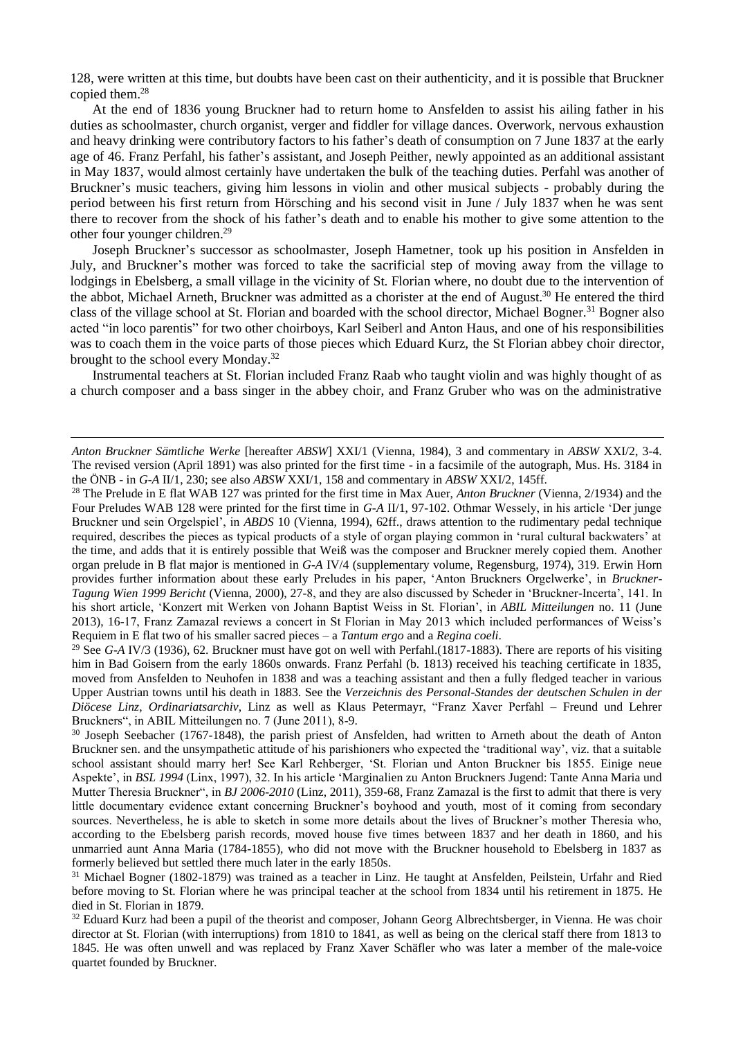128, were written at this time, but doubts have been cast on their authenticity, and it is possible that Bruckner copied them.[28]

At the end of 1836 young Bruckner had to return home to Ansfelden to assist his ailing father in his duties as schoolmaster, church organist, verger and fiddler for village dances. Overwork, nervous exhaustion and heavy drinking were contributory factors to his father's death of consumption on 7 June 1837 at the early age of 46. Franz Perfahl, his father's assistant, and Joseph Peither, newly appointed as an additional assistant in May 1837, would almost certainly have undertaken the bulk of the teaching duties. Perfahl was another of Bruckner's music teachers, giving him lessons in violin and other musical subjects - probably during the period between his first return from Hörsching and his second visit in June / July 1837 when he was sent there to recover from the shock of his father's death and to enable his mother to give some attention to the other four younger children.[29]

Joseph Bruckner's successor as schoolmaster, Joseph Hametner, took up his position in Ansfelden in July, and Bruckner's mother was forced to take the sacrificial step of moving away from the village to lodgings in Ebelsberg, a small village in the vicinity of St. Florian where, no doubt due to the intervention of the abbot, Michael Arneth, Bruckner was admitted as a chorister at the end of August.[30] He entered the third class of the village school at St. Florian and boarded with the school director, Michael Bogner.[31] Bogner also acted "in loco parentis" for two other choirboys, Karl Seiberl and Anton Haus, and one of his responsibilities was to coach them in the voice parts of those pieces which Eduard Kurz, the St Florian abbey choir director, brought to the school every Monday.[32]

Instrumental teachers at St. Florian included Franz Raab who taught violin and was highly thought of as a church composer and a bass singer in the abbey choir, and Franz Gruber who was on the administrative

---

*Anton Bruckner Sämtliche Werke* [hereafter *ABSW*] XXI/1 (Vienna, 1984), 3 and commentary in *ABSW* XXI/2, 3-4. The revised version (April 1891) was also printed for the first time - in a facsimile of the autograph, Mus. Hs. 3184 in the ÖNB - in *G-A* II/1, 230; see also *ABSW* XXI/1, 158 and commentary in *ABSW* XXI/2, 145ff.

[28] The Prelude in E flat WAB 127 was printed for the first time in Max Auer, *Anton Bruckner* (Vienna, 2/1934) and the Four Preludes WAB 128 were printed for the first time in *G-A* II/1, 97-102. Othmar Wessely, in his article 'Der junge Bruckner und sein Orgelspiel', in *ABDS* 10 (Vienna, 1994), 62ff., draws attention to the rudimentary pedal technique required, describes the pieces as typical products of a style of organ playing common in 'rural cultural backwaters' at the time, and adds that it is entirely possible that Weiß was the composer and Bruckner merely copied them. Another organ prelude in B flat major is mentioned in *G-A* IV/4 (supplementary volume, Regensburg, 1974), 319. Erwin Horn provides further information about these early Preludes in his paper, 'Anton Bruckners Orgelwerke', in *Bruckner-Tagung Wien 1999 Bericht* (Vienna, 2000), 27-8, and they are also discussed by Scheder in 'Bruckner-Incerta', 141. In his short article, 'Konzert mit Werken von Johann Baptist Weiss in St. Florian', in *ABIL Mitteilungen* no. 11 (June 2013), 16-17, Franz Zamazal reviews a concert in St Florian in May 2013 which included performances of Weiss's Requiem in E flat two of his smaller sacred pieces – a *Tantum ergo* and a *Regina coeli*.

[29] See *G-A* IV/3 (1936), 62. Bruckner must have got on well with Perfahl.(1817-1883). There are reports of his visiting him in Bad Goisern from the early 1860s onwards. Franz Perfahl (b. 1813) received his teaching certificate in 1835, moved from Ansfelden to Neuhofen in 1838 and was a teaching assistant and then a fully fledged teacher in various Upper Austrian towns until his death in 1883. See the *Verzeichnis des Personal-Standes der deutschen Schulen in der Diöcese Linz*, *Ordinariatsarchiv*, Linz as well as Klaus Petermayr, "Franz Xaver Perfahl – Freund und Lehrer Bruckners", in ABIL Mitteilungen no. 7 (June 2011), 8-9.

[30] Joseph Seebacher (1767-1848), the parish priest of Ansfelden, had written to Arneth about the death of Anton Bruckner sen. and the unsympathetic attitude of his parishioners who expected the 'traditional way', viz. that a suitable school assistant should marry her! See Karl Rehberger, 'St. Florian und Anton Bruckner bis 1855. Einige neue Aspekte', in *BSL 1994* (Linx, 1997), 32. In his article 'Marginalien zu Anton Bruckners Jugend: Tante Anna Maria und Mutter Theresia Bruckner", in *BJ 2006-2010* (Linz, 2011), 359-68, Franz Zamazal is the first to admit that there is very little documentary evidence extant concerning Bruckner's boyhood and youth, most of it coming from secondary sources. Nevertheless, he is able to sketch in some more details about the lives of Bruckner's mother Theresia who, according to the Ebelsberg parish records, moved house five times between 1837 and her death in 1860, and his unmarried aunt Anna Maria (1784-1855), who did not move with the Bruckner household to Ebelsberg in 1837 as formerly believed but settled there much later in the early 1850s.

[31] Michael Bogner (1802-1879) was trained as a teacher in Linz. He taught at Ansfelden, Peilstein, Urfahr and Ried before moving to St. Florian where he was principal teacher at the school from 1834 until his retirement in 1875. He died in St. Florian in 1879.

[32] Eduard Kurz had been a pupil of the theorist and composer, Johann Georg Albrechtsberger, in Vienna. He was choir director at St. Florian (with interruptions) from 1810 to 1841, as well as being on the clerical staff there from 1813 to 1845. He was often unwell and was replaced by Franz Xaver Schäfler who was later a member of the male-voice quartet founded by Bruckner.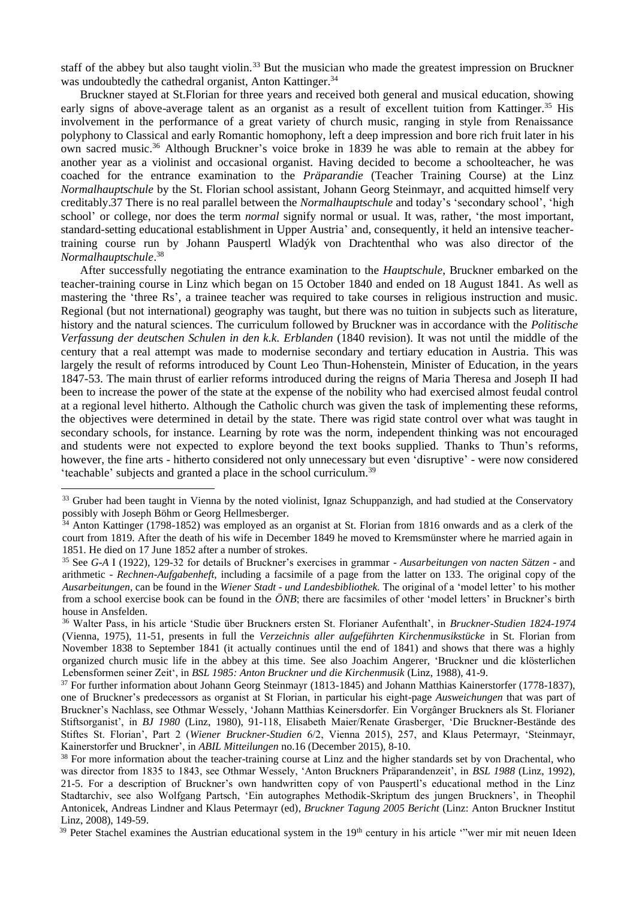staff of the abbey but also taught violin.[33] But the musician who made the greatest impression on Bruckner was undoubtedly the cathedral organist, Anton Kattinger.[34]

Bruckner stayed at St.Florian for three years and received both general and musical education, showing early signs of above-average talent as an organist as a result of excellent tuition from Kattinger.[35] His involvement in the performance of a great variety of church music, ranging in style from Renaissance polyphony to Classical and early Romantic homophony, left a deep impression and bore rich fruit later in his own sacred music.[36] Although Bruckner's voice broke in 1839 he was able to remain at the abbey for another year as a violinist and occasional organist. Having decided to become a schoolteacher, he was coached for the entrance examination to the *Präparandie* (Teacher Training Course) at the Linz *Normalhauptschule* by the St. Florian school assistant, Johann Georg Steinmayr, and acquitted himself very creditably.37 There is no real parallel between the *Normalhauptschule* and today's 'secondary school', 'high school' or college, nor does the term *normal* signify normal or usual. It was, rather, 'the most important, standard-setting educational establishment in Upper Austria' and, consequently, it held an intensive teacher-training course run by Johann Pauspertl Wladýk von Drachtenthal who was also director of the *Normalhauptschule*.[38]

After successfully negotiating the entrance examination to the *Hauptschule*, Bruckner embarked on the teacher-training course in Linz which began on 15 October 1840 and ended on 18 August 1841. As well as mastering the 'three Rs', a trainee teacher was required to take courses in religious instruction and music. Regional (but not international) geography was taught, but there was no tuition in subjects such as literature, history and the natural sciences. The curriculum followed by Bruckner was in accordance with the *Politische Verfassung der deutschen Schulen in den k.k. Erblanden* (1840 revision). It was not until the middle of the century that a real attempt was made to modernise secondary and tertiary education in Austria. This was largely the result of reforms introduced by Count Leo Thun-Hohenstein, Minister of Education, in the years 1847-53. The main thrust of earlier reforms introduced during the reigns of Maria Theresa and Joseph II had been to increase the power of the state at the expense of the nobility who had exercised almost feudal control at a regional level hitherto. Although the Catholic church was given the task of implementing these reforms, the objectives were determined in detail by the state. There was rigid state control over what was taught in secondary schools, for instance. Learning by rote was the norm, independent thinking was not encouraged and students were not expected to explore beyond the text books supplied. Thanks to Thun's reforms, however, the fine arts - hitherto considered not only unnecessary but even 'disruptive' - were now considered 'teachable' subjects and granted a place in the school curriculum.[39]

---

[33] Gruber had been taught in Vienna by the noted violinist, Ignaz Schuppanzigh, and had studied at the Conservatory possibly with Joseph Böhm or Georg Hellmesberger.

[34] Anton Kattinger (1798-1852) was employed as an organist at St. Florian from 1816 onwards and as a clerk of the court from 1819. After the death of his wife in December 1849 he moved to Kremsmünster where he married again in 1851. He died on 17 June 1852 after a number of strokes.

[35] See *G-A* I (1922), 129-32 for details of Bruckner's exercises in grammar - *Ausarbeitungen von nacten Sätzen* - and arithmetic - *Rechnen-Aufgabenheft*, including a facsimile of a page from the latter on 133. The original copy of the *Ausarbeitungen*, can be found in the *Wiener Stadt - und Landesbibliothek.* The original of a 'model letter' to his mother from a school exercise book can be found in the *ÖNB*; there are facsimiles of other 'model letters' in Bruckner's birth house in Ansfelden.

[36] Walter Pass, in his article 'Studie über Bruckners ersten St. Florianer Aufenthalt', in *Bruckner-Studien 1824-1974* (Vienna, 1975), 11-51, presents in full the *Verzeichnis aller aufgeführten Kirchenmusikstücke* in St. Florian from November 1838 to September 1841 (it actually continues until the end of 1841) and shows that there was a highly organized church music life in the abbey at this time. See also Joachim Angerer, 'Bruckner und die klösterlichen Lebensformen seiner Zeit', in *BSL 1985: Anton Bruckner und die Kirchenmusik* (Linz, 1988), 41-9.

[37] For further information about Johann Georg Steinmayr (1813-1845) and Johann Matthias Kainerstorfer (1778-1837), one of Bruckner's predecessors as organist at St Florian, in particular his eight-page *Ausweichungen* that was part of Bruckner's Nachlass, see Othmar Wessely, 'Johann Matthias Keinersdorfer. Ein Vorgânger Bruckners als St. Florianer Stiftsorganist', in *BJ 1980* (Linz, 1980), 91-118, Elisabeth Maier/Renate Grasberger, 'Die Bruckner-Bestände des Stiftes St. Florian', Part 2 (*Wiener Bruckner-Studien* 6/2, Vienna 2015), 257, and Klaus Petermayr, 'Steinmayr, Kainerstorfer und Bruckner', in *ABIL Mitteilungen* no.16 (December 2015), 8-10.

[38] For more information about the teacher-training course at Linz and the higher standards set by von Drachental, who was director from 1835 to 1843, see Othmar Wessely, 'Anton Bruckners Präparandenzeit', in *BSL 1988* (Linz, 1992), 21-5. For a description of Bruckner's own handwritten copy of von Pauspertl's educational method in the Linz Stadtarchiv, see also Wolfgang Partsch, 'Ein autographes Methodik-Skriptum des jungen Bruckners', in Theophil Antonicek, Andreas Lindner and Klaus Petermayr (ed), *Bruckner Tagung 2005 Bericht* (Linz: Anton Bruckner Institut Linz, 2008), 149-59.

[39] Peter Stachel examines the Austrian educational system in the 19th century in his article '"wer mir mit neuen Ideen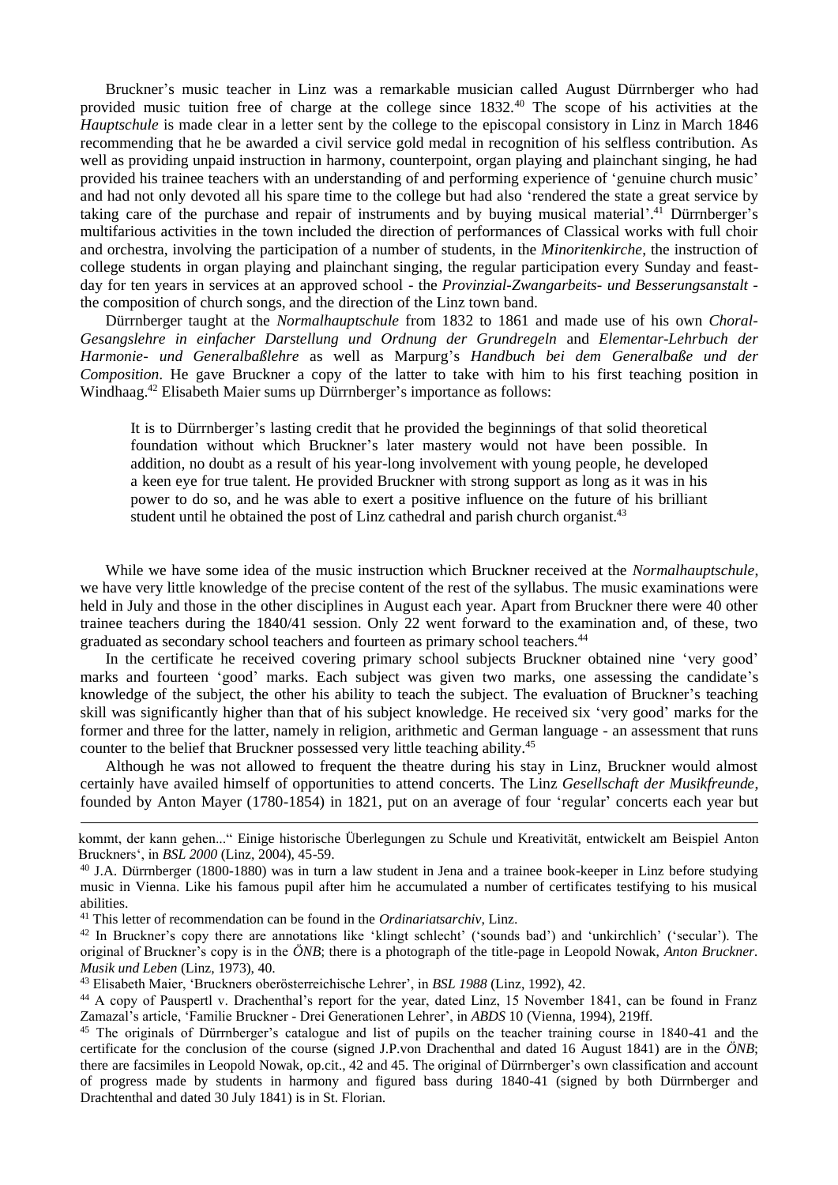Bruckner's music teacher in Linz was a remarkable musician called August Dürrnberger who had provided music tuition free of charge at the college since 1832.[40] The scope of his activities at the *Hauptschule* is made clear in a letter sent by the college to the episcopal consistory in Linz in March 1846 recommending that he be awarded a civil service gold medal in recognition of his selfless contribution. As well as providing unpaid instruction in harmony, counterpoint, organ playing and plainchant singing, he had provided his trainee teachers with an understanding of and performing experience of 'genuine church music' and had not only devoted all his spare time to the college but had also 'rendered the state a great service by taking care of the purchase and repair of instruments and by buying musical material'.[41] Dürrnberger's multifarious activities in the town included the direction of performances of Classical works with full choir and orchestra, involving the participation of a number of students, in the *Minoritenkirche*, the instruction of college students in organ playing and plainchant singing, the regular participation every Sunday and feast-day for ten years in services at an approved school - the *Provinzial-Zwangarbeits- und Besserungsanstalt* - the composition of church songs, and the direction of the Linz town band.

Dürrnberger taught at the *Normalhauptschule* from 1832 to 1861 and made use of his own *Choral-Gesangslehre in einfacher Darstellung und Ordnung der Grundregeln* and *Elementar-Lehrbuch der Harmonie- und Generalbaßlehre* as well as Marpurg's *Handbuch bei dem Generalbaße und der Composition*. He gave Bruckner a copy of the latter to take with him to his first teaching position in Windhaag.[42] Elisabeth Maier sums up Dürrnberger's importance as follows:

> It is to Dürrnberger's lasting credit that he provided the beginnings of that solid theoretical foundation without which Bruckner's later mastery would not have been possible. In addition, no doubt as a result of his year-long involvement with young people, he developed a keen eye for true talent. He provided Bruckner with strong support as long as it was in his power to do so, and he was able to exert a positive influence on the future of his brilliant student until he obtained the post of Linz cathedral and parish church organist.[43]

While we have some idea of the music instruction which Bruckner received at the *Normalhauptschule*, we have very little knowledge of the precise content of the rest of the syllabus. The music examinations were held in July and those in the other disciplines in August each year. Apart from Bruckner there were 40 other trainee teachers during the 1840/41 session. Only 22 went forward to the examination and, of these, two graduated as secondary school teachers and fourteen as primary school teachers.[44]

In the certificate he received covering primary school subjects Bruckner obtained nine 'very good' marks and fourteen 'good' marks. Each subject was given two marks, one assessing the candidate's knowledge of the subject, the other his ability to teach the subject. The evaluation of Bruckner's teaching skill was significantly higher than that of his subject knowledge. He received six 'very good' marks for the former and three for the latter, namely in religion, arithmetic and German language - an assessment that runs counter to the belief that Bruckner possessed very little teaching ability.[45]

Although he was not allowed to frequent the theatre during his stay in Linz, Bruckner would almost certainly have availed himself of opportunities to attend concerts. The Linz *Gesellschaft der Musikfreunde*, founded by Anton Mayer (1780-1854) in 1821, put on an average of four 'regular' concerts each year but

---

kommt, der kann gehen..." Einige historische Überlegungen zu Schule und Kreativität, entwickelt am Beispiel Anton Bruckners', in *BSL 2000* (Linz, 2004), 45-59.

[40] J.A. Dürrnberger (1800-1880) was in turn a law student in Jena and a trainee book-keeper in Linz before studying music in Vienna. Like his famous pupil after him he accumulated a number of certificates testifying to his musical abilities.

[41] This letter of recommendation can be found in the *Ordinariatsarchiv*, Linz.

[42] In Bruckner's copy there are annotations like 'klingt schlecht' ('sounds bad') and 'unkirchlich' ('secular'). The original of Bruckner's copy is in the *ÖNB*; there is a photograph of the title-page in Leopold Nowak, *Anton Bruckner. Musik und Leben* (Linz, 1973), 40.

[43] Elisabeth Maier, 'Bruckners oberösterreichische Lehrer', in *BSL 1988* (Linz, 1992), 42.

[44] A copy of Pauspertl v. Drachenthal's report for the year, dated Linz, 15 November 1841, can be found in Franz Zamazal's article, 'Familie Bruckner - Drei Generationen Lehrer', in *ABDS* 10 (Vienna, 1994), 219ff.

[45] The originals of Dürrnberger's catalogue and list of pupils on the teacher training course in 1840-41 and the certificate for the conclusion of the course (signed J.P.von Drachenthal and dated 16 August 1841) are in the *ÖNB*; there are facsimiles in Leopold Nowak, op.cit., 42 and 45. The original of Dürrnberger's own classification and account of progress made by students in harmony and figured bass during 1840-41 (signed by both Dürrnberger and Drachtenthal and dated 30 July 1841) is in St. Florian.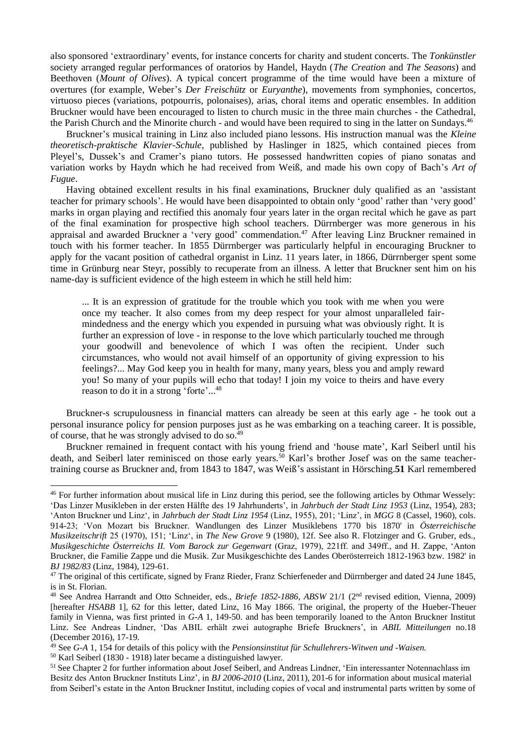also sponsored 'extraordinary' events, for instance concerts for charity and student concerts. The *Tonkünstler* society arranged regular performances of oratorios by Handel, Haydn (*The Creation* and *The Seasons*) and Beethoven (*Mount of Olives*). A typical concert programme of the time would have been a mixture of overtures (for example, Weber's *Der Freischütz* or *Euryanthe*), movements from symphonies, concertos, virtuoso pieces (variations, potpourris, polonaises), arias, choral items and operatic ensembles. In addition Bruckner would have been encouraged to listen to church music in the three main churches - the Cathedral, the Parish Church and the Minorite church - and would have been required to sing in the latter on Sundays.[46]

Bruckner's musical training in Linz also included piano lessons. His instruction manual was the *Kleine theoretisch-praktische Klavier-Schule*, published by Haslinger in 1825, which contained pieces from Pleyel's, Dussek's and Cramer's piano tutors. He possessed handwritten copies of piano sonatas and variation works by Haydn which he had received from Weiß, and made his own copy of Bach's *Art of Fugue*.

Having obtained excellent results in his final examinations, Bruckner duly qualified as an 'assistant teacher for primary schools'. He would have been disappointed to obtain only 'good' rather than 'very good' marks in organ playing and rectified this anomaly four years later in the organ recital which he gave as part of the final examination for prospective high school teachers. Dürrnberger was more generous in his appraisal and awarded Bruckner a 'very good' commendation.[47] After leaving Linz Bruckner remained in touch with his former teacher. In 1855 Dürrnberger was particularly helpful in encouraging Bruckner to apply for the vacant position of cathedral organist in Linz. 11 years later, in 1866, Dürrnberger spent some time in Grünburg near Steyr, possibly to recuperate from an illness. A letter that Bruckner sent him on his name-day is sufficient evidence of the high esteem in which he still held him:

> ... It is an expression of gratitude for the trouble which you took with me when you were once my teacher. It also comes from my deep respect for your almost unparalleled fair-mindedness and the energy which you expended in pursuing what was obviously right. It is further an expression of love - in response to the love which particularly touched me through your goodwill and benevolence of which I was often the recipient. Under such circumstances, who would not avail himself of an opportunity of giving expression to his feelings?... May God keep you in health for many, many years, bless you and amply reward you! So many of your pupils will echo that today! I join my voice to theirs and have every reason to do it in a strong 'forte'...[48]

Bruckner-s scrupulousness in financial matters can already be seen at this early age - he took out a personal insurance policy for pension purposes just as he was embarking on a teaching career. It is possible, of course, that he was strongly advised to do so.[49]

Bruckner remained in frequent contact with his young friend and 'house mate', Karl Seiberl until his death, and Seiberl later reminisced on those early years.[50] Karl's brother Josef was on the same teacher-training course as Bruckner and, from 1843 to 1847, was Weiß's assistant in Hörsching.**51** Karl remembered

---

[46] For further information about musical life in Linz during this period, see the following articles by Othmar Wessely: 'Das Linzer Musikleben in der ersten Hälfte des 19 Jahrhunderts', in *Jahrbuch der Stadt Linz 1953* (Linz, 1954), 283; 'Anton Bruckner und Linz', in *Jahrbuch der Stadt Linz 1954* (Linz, 1955), 201; 'Linz', in *MGG* 8 (Cassel, 1960), cols. 914-23; 'Von Mozart bis Bruckner. Wandlungen des Linzer Musiklebens 1770 bis 1870' in *Österreichische Musikzeitschrift* 25 (1970), 151; 'Linz', in *The New Grove* 9 (1980), 12f. See also R. Flotzinger and G. Gruber, eds., *Musikgeschichte Österreichs II. Vom Barock zur Gegenwart* (Graz, 1979), 221ff. and 349ff., and H. Zappe, 'Anton Bruckner, die Familie Zappe und die Musik. Zur Musikgeschichte des Landes Oberösterreich 1812-1963 bzw. 1982' in *BJ 1982/83* (Linz, 1984), 129-61.

[47] The original of this certificate, signed by Franz Rieder, Franz Schierfeneder and Dürrnberger and dated 24 June 1845, is in St. Florian.

[48] See Andrea Harrandt and Otto Schneider, eds., *Briefe 1852-1886*, *ABSW* 21/1 (2nd revised edition, Vienna, 2009) [hereafter *HSABB* 1], 62 for this letter, dated Linz, 16 May 1866. The original, the property of the Hueber-Theuer family in Vienna, was first printed in *G-A* 1, 149-50. and has been temporarily loaned to the Anton Bruckner Institut Linz. See Andreas Lindner, 'Das ABIL erhält zwei autographe Briefe Bruckners', in *ABIL Mitteilungen* no.18 (December 2016), 17-19.

[49] See *G-A* 1, 154 for details of this policy with the *Pensionsinstitut für Schullehrers-Witwen und -Waisen.*

[50] Karl Seiberl (1830 - 1918) later became a distinguished lawyer.

[51] See Chapter 2 for further information about Josef Seiberl, and Andreas Lindner, 'Ein interessanter Notennachlass im Besitz des Anton Bruckner Instituts Linz', in *BJ 2006-2010* (Linz, 2011), 201-6 for information about musical material from Seiberl's estate in the Anton Bruckner Institut, including copies of vocal and instrumental parts written by some of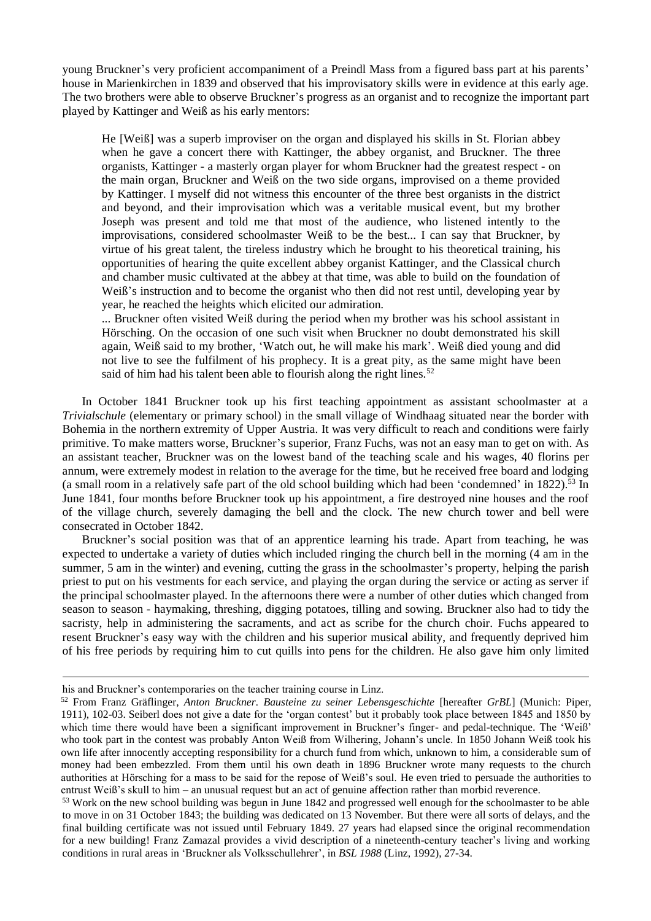young Bruckner's very proficient accompaniment of a Preindl Mass from a figured bass part at his parents' house in Marienkirchen in 1839 and observed that his improvisatory skills were in evidence at this early age. The two brothers were able to observe Bruckner's progress as an organist and to recognize the important part played by Kattinger and Weiß as his early mentors:

> He [Weiß] was a superb improviser on the organ and displayed his skills in St. Florian abbey when he gave a concert there with Kattinger, the abbey organist, and Bruckner. The three organists, Kattinger - a masterly organ player for whom Bruckner had the greatest respect - on the main organ, Bruckner and Weiß on the two side organs, improvised on a theme provided by Kattinger. I myself did not witness this encounter of the three best organists in the district and beyond, and their improvisation which was a veritable musical event, but my brother Joseph was present and told me that most of the audience, who listened intently to the improvisations, considered schoolmaster Weiß to be the best... I can say that Bruckner, by virtue of his great talent, the tireless industry which he brought to his theoretical training, his opportunities of hearing the quite excellent abbey organist Kattinger, and the Classical church and chamber music cultivated at the abbey at that time, was able to build on the foundation of Weiß's instruction and to become the organist who then did not rest until, developing year by year, he reached the heights which elicited our admiration.
>
> ... Bruckner often visited Weiß during the period when my brother was his school assistant in Hörsching. On the occasion of one such visit when Bruckner no doubt demonstrated his skill again, Weiß said to my brother, 'Watch out, he will make his mark'. Weiß died young and did not live to see the fulfilment of his prophecy. It is a great pity, as the same might have been said of him had his talent been able to flourish along the right lines.[52]

In October 1841 Bruckner took up his first teaching appointment as assistant schoolmaster at a *Trivialschule* (elementary or primary school) in the small village of Windhaag situated near the border with Bohemia in the northern extremity of Upper Austria. It was very difficult to reach and conditions were fairly primitive. To make matters worse, Bruckner's superior, Franz Fuchs, was not an easy man to get on with. As an assistant teacher, Bruckner was on the lowest band of the teaching scale and his wages, 40 florins per annum, were extremely modest in relation to the average for the time, but he received free board and lodging (a small room in a relatively safe part of the old school building which had been 'condemned' in 1822).[53] In June 1841, four months before Bruckner took up his appointment, a fire destroyed nine houses and the roof of the village church, severely damaging the bell and the clock. The new church tower and bell were consecrated in October 1842.

Bruckner's social position was that of an apprentice learning his trade. Apart from teaching, he was expected to undertake a variety of duties which included ringing the church bell in the morning (4 am in the summer, 5 am in the winter) and evening, cutting the grass in the schoolmaster's property, helping the parish priest to put on his vestments for each service, and playing the organ during the service or acting as server if the principal schoolmaster played. In the afternoons there were a number of other duties which changed from season to season - haymaking, threshing, digging potatoes, tilling and sowing. Bruckner also had to tidy the sacristy, help in administering the sacraments, and act as scribe for the church choir. Fuchs appeared to resent Bruckner's easy way with the children and his superior musical ability, and frequently deprived him of his free periods by requiring him to cut quills into pens for the children. He also gave him only limited

---

his and Bruckner's contemporaries on the teacher training course in Linz.

[52] From Franz Gräflinger, *Anton Bruckner. Bausteine zu seiner Lebensgeschichte* [hereafter *GrBL*] (Munich: Piper, 1911), 102-03. Seiberl does not give a date for the 'organ contest' but it probably took place between 1845 and 1850 by which time there would have been a significant improvement in Bruckner's finger- and pedal-technique. The 'Weiß' who took part in the contest was probably Anton Weiß from Wilhering, Johann's uncle. In 1850 Johann Weiß took his own life after innocently accepting responsibility for a church fund from which, unknown to him, a considerable sum of money had been embezzled. From them until his own death in 1896 Bruckner wrote many requests to the church authorities at Hörsching for a mass to be said for the repose of Weiß's soul. He even tried to persuade the authorities to entrust Weiß's skull to him – an unusual request but an act of genuine affection rather than morbid reverence.

[53] Work on the new school building was begun in June 1842 and progressed well enough for the schoolmaster to be able to move in on 31 October 1843; the building was dedicated on 13 November. But there were all sorts of delays, and the final building certificate was not issued until February 1849. 27 years had elapsed since the original recommendation for a new building! Franz Zamazal provides a vivid description of a nineteenth-century teacher's living and working conditions in rural areas in 'Bruckner als Volksschullehrer', in *BSL 1988* (Linz, 1992), 27-34.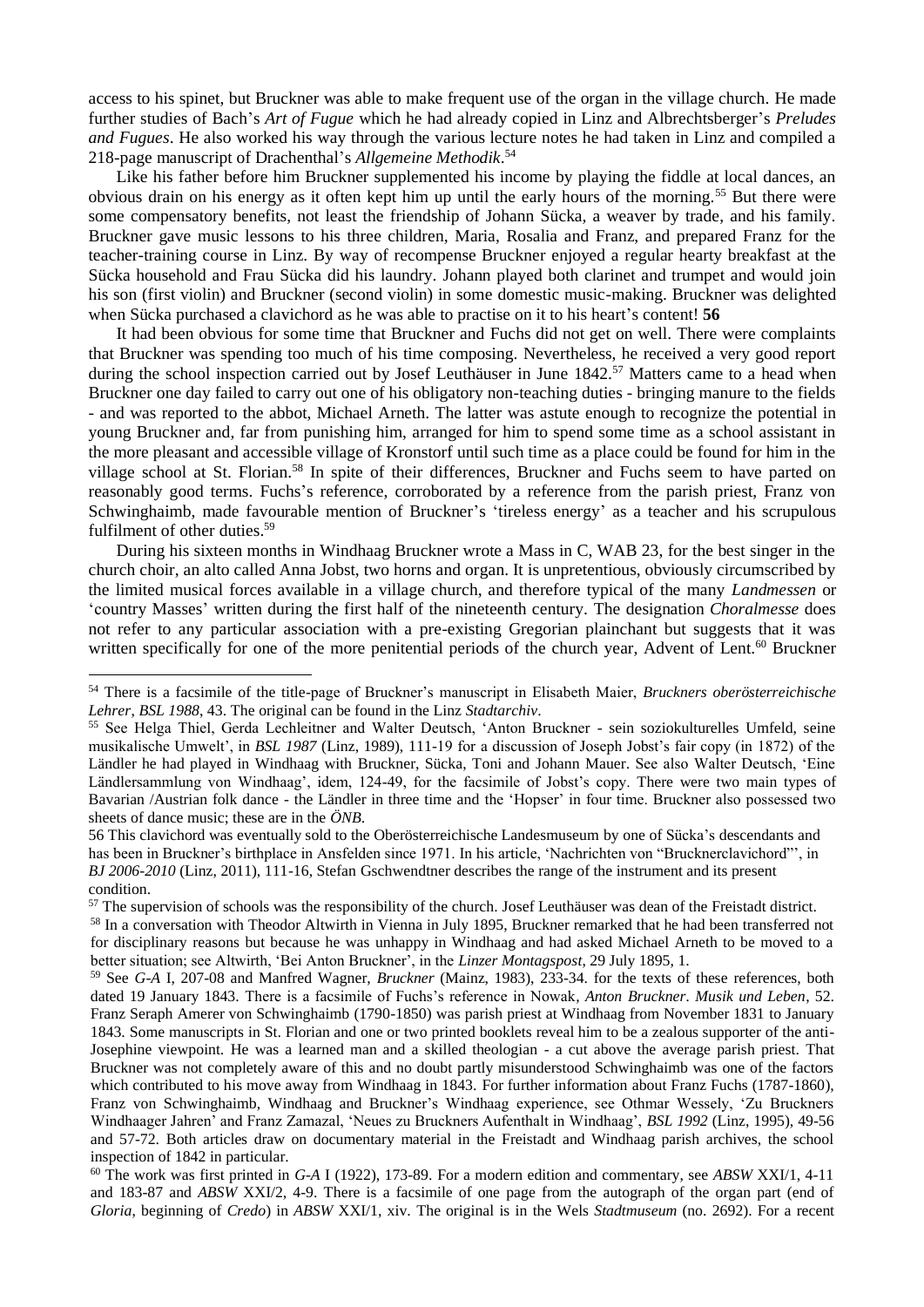access to his spinet, but Bruckner was able to make frequent use of the organ in the village church. He made further studies of Bach's *Art of Fugue* which he had already copied in Linz and Albrechtsberger's *Preludes and Fugues*. He also worked his way through the various lecture notes he had taken in Linz and compiled a 218-page manuscript of Drachenthal's *Allgemeine Methodik*.[54]

Like his father before him Bruckner supplemented his income by playing the fiddle at local dances, an obvious drain on his energy as it often kept him up until the early hours of the morning.[55] But there were some compensatory benefits, not least the friendship of Johann Sücka, a weaver by trade, and his family. Bruckner gave music lessons to his three children, Maria, Rosalia and Franz, and prepared Franz for the teacher-training course in Linz. By way of recompense Bruckner enjoyed a regular hearty breakfast at the Sücka household and Frau Sücka did his laundry. Johann played both clarinet and trumpet and would join his son (first violin) and Bruckner (second violin) in some domestic music-making. Bruckner was delighted when Sücka purchased a clavichord as he was able to practise on it to his heart's content! **56**

It had been obvious for some time that Bruckner and Fuchs did not get on well. There were complaints that Bruckner was spending too much of his time composing. Nevertheless, he received a very good report during the school inspection carried out by Josef Leuthäuser in June 1842.[57] Matters came to a head when Bruckner one day failed to carry out one of his obligatory non-teaching duties - bringing manure to the fields - and was reported to the abbot, Michael Arneth. The latter was astute enough to recognize the potential in young Bruckner and, far from punishing him, arranged for him to spend some time as a school assistant in the more pleasant and accessible village of Kronstorf until such time as a place could be found for him in the village school at St. Florian.[58] In spite of their differences, Bruckner and Fuchs seem to have parted on reasonably good terms. Fuchs's reference, corroborated by a reference from the parish priest, Franz von Schwinghaimb, made favourable mention of Bruckner's 'tireless energy' as a teacher and his scrupulous fulfilment of other duties.[59]

During his sixteen months in Windhaag Bruckner wrote a Mass in C, WAB 23, for the best singer in the church choir, an alto called Anna Jobst, two horns and organ. It is unpretentious, obviously circumscribed by the limited musical forces available in a village church, and therefore typical of the many *Landmessen* or 'country Masses' written during the first half of the nineteenth century. The designation *Choralmesse* does not refer to any particular association with a pre-existing Gregorian plainchant but suggests that it was written specifically for one of the more penitential periods of the church year, Advent of Lent.[60] Bruckner

---

[54] There is a facsimile of the title-page of Bruckner's manuscript in Elisabeth Maier, *Bruckners oberösterreichische Lehrer*, *BSL 1988*, 43. The original can be found in the Linz *Stadtarchiv*.

[55] See Helga Thiel, Gerda Lechleitner and Walter Deutsch, 'Anton Bruckner - sein soziokulturelles Umfeld, seine musikalische Umwelt', in *BSL 1987* (Linz, 1989), 111-19 for a discussion of Joseph Jobst's fair copy (in 1872) of the Ländler he had played in Windhaag with Bruckner, Sücka, Toni and Johann Mauer. See also Walter Deutsch, 'Eine Ländlersammlung von Windhaag', idem, 124-49, for the facsimile of Jobst's copy. There were two main types of Bavarian /Austrian folk dance - the Ländler in three time and the 'Hopser' in four time. Bruckner also possessed two sheets of dance music; these are in the *ÖNB*.

56 This clavichord was eventually sold to the Oberösterreichische Landesmuseum by one of Sücka's descendants and has been in Bruckner's birthplace in Ansfelden since 1971. In his article, 'Nachrichten von "Brucknerclavichord"', in *BJ 2006-2010* (Linz, 2011), 111-16, Stefan Gschwendtner describes the range of the instrument and its present condition.

[57] The supervision of schools was the responsibility of the church. Josef Leuthäuser was dean of the Freistadt district.

[58] In a conversation with Theodor Altwirth in Vienna in July 1895, Bruckner remarked that he had been transferred not for disciplinary reasons but because he was unhappy in Windhaag and had asked Michael Arneth to be moved to a better situation; see Altwirth, 'Bei Anton Bruckner', in the *Linzer Montagspost*, 29 July 1895, 1.

[59] See *G-A* I, 207-08 and Manfred Wagner, *Bruckner* (Mainz, 1983), 233-34. for the texts of these references, both dated 19 January 1843. There is a facsimile of Fuchs's reference in Nowak, *Anton Bruckner. Musik und Leben*, 52. Franz Seraph Amerer von Schwinghaimb (1790-1850) was parish priest at Windhaag from November 1831 to January 1843. Some manuscripts in St. Florian and one or two printed booklets reveal him to be a zealous supporter of the anti-Josephine viewpoint. He was a learned man and a skilled theologian - a cut above the average parish priest. That Bruckner was not completely aware of this and no doubt partly misunderstood Schwinghaimb was one of the factors which contributed to his move away from Windhaag in 1843. For further information about Franz Fuchs (1787-1860), Franz von Schwinghaimb, Windhaag and Bruckner's Windhaag experience, see Othmar Wessely, 'Zu Bruckners Windhaager Jahren' and Franz Zamazal, 'Neues zu Bruckners Aufenthalt in Windhaag', *BSL 1992* (Linz, 1995), 49-56 and 57-72. Both articles draw on documentary material in the Freistadt and Windhaag parish archives, the school inspection of 1842 in particular.

[60] The work was first printed in *G-A* I (1922), 173-89. For a modern edition and commentary, see *ABSW* XXI/1, 4-11 and 183-87 and *ABSW* XXI/2, 4-9. There is a facsimile of one page from the autograph of the organ part (end of *Gloria*, beginning of *Credo*) in *ABSW* XXI/1, xiv. The original is in the Wels *Stadtmuseum* (no. 2692). For a recent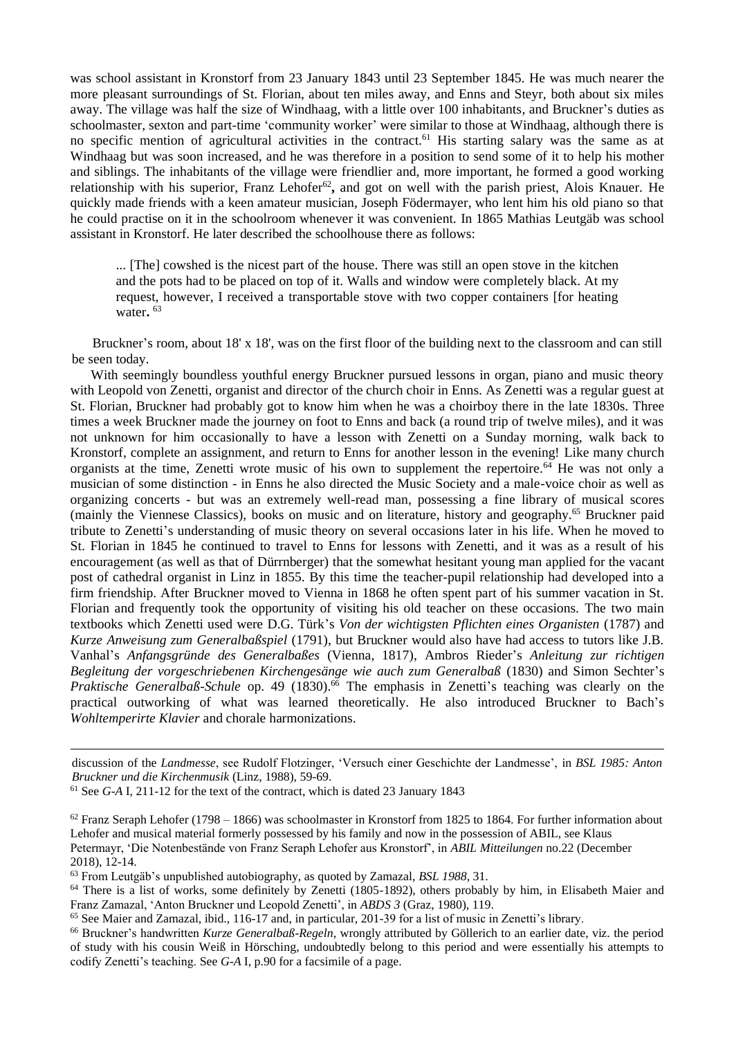was school assistant in Kronstorf from 23 January 1843 until 23 September 1845. He was much nearer the more pleasant surroundings of St. Florian, about ten miles away, and Enns and Steyr, both about six miles away. The village was half the size of Windhaag, with a little over 100 inhabitants, and Bruckner's duties as schoolmaster, sexton and part-time 'community worker' were similar to those at Windhaag, although there is no specific mention of agricultural activities in the contract.[61] His starting salary was the same as at Windhaag but was soon increased, and he was therefore in a position to send some of it to help his mother and siblings. The inhabitants of the village were friendlier and, more important, he formed a good working relationship with his superior, Franz Lehofer[62], and got on well with the parish priest, Alois Knauer. He quickly made friends with a keen amateur musician, Joseph Födermayer, who lent him his old piano so that he could practise on it in the schoolroom whenever it was convenient. In 1865 Mathias Leutgäb was school assistant in Kronstorf. He later described the schoolhouse there as follows:

> ... [The] cowshed is the nicest part of the house. There was still an open stove in the kitchen and the pots had to be placed on top of it. Walls and window were completely black. At my request, however, I received a transportable stove with two copper containers [for heating water. [63]

Bruckner's room, about 18' x 18', was on the first floor of the building next to the classroom and can still be seen today.

With seemingly boundless youthful energy Bruckner pursued lessons in organ, piano and music theory with Leopold von Zenetti, organist and director of the church choir in Enns. As Zenetti was a regular guest at St. Florian, Bruckner had probably got to know him when he was a choirboy there in the late 1830s. Three times a week Bruckner made the journey on foot to Enns and back (a round trip of twelve miles), and it was not unknown for him occasionally to have a lesson with Zenetti on a Sunday morning, walk back to Kronstorf, complete an assignment, and return to Enns for another lesson in the evening! Like many church organists at the time, Zenetti wrote music of his own to supplement the repertoire.[64] He was not only a musician of some distinction - in Enns he also directed the Music Society and a male-voice choir as well as organizing concerts - but was an extremely well-read man, possessing a fine library of musical scores (mainly the Viennese Classics), books on music and on literature, history and geography.[65] Bruckner paid tribute to Zenetti's understanding of music theory on several occasions later in his life. When he moved to St. Florian in 1845 he continued to travel to Enns for lessons with Zenetti, and it was as a result of his encouragement (as well as that of Dürrnberger) that the somewhat hesitant young man applied for the vacant post of cathedral organist in Linz in 1855. By this time the teacher-pupil relationship had developed into a firm friendship. After Bruckner moved to Vienna in 1868 he often spent part of his summer vacation in St. Florian and frequently took the opportunity of visiting his old teacher on these occasions. The two main textbooks which Zenetti used were D.G. Türk's *Von der wichtigsten Pflichten eines Organisten* (1787) and *Kurze Anweisung zum Generalbaßspiel* (1791), but Bruckner would also have had access to tutors like J.B. Vanhal's *Anfangsgründe des Generalbaßes* (Vienna, 1817), Ambros Rieder's *Anleitung zur richtigen Begleitung der vorgeschriebenen Kirchengesänge wie auch zum Generalbaß* (1830) and Simon Sechter's *Praktische Generalbaß-Schule* op. 49 (1830).[66] The emphasis in Zenetti's teaching was clearly on the practical outworking of what was learned theoretically. He also introduced Bruckner to Bach's *Wohltemperirte Klavier* and chorale harmonizations.

---

discussion of the *Landmesse*, see Rudolf Flotzinger, 'Versuch einer Geschichte der Landmesse', in *BSL 1985: Anton Bruckner und die Kirchenmusik* (Linz, 1988), 59-69.

[61] See *G-A* I, 211-12 for the text of the contract, which is dated 23 January 1843

[62] Franz Seraph Lehofer (1798 – 1866) was schoolmaster in Kronstorf from 1825 to 1864. For further information about Lehofer and musical material formerly possessed by his family and now in the possession of ABIL, see Klaus Petermayr, 'Die Notenbestände von Franz Seraph Lehofer aus Kronstorf', in *ABIL Mitteilungen* no.22 (December 2018), 12-14.

[63] From Leutgäb's unpublished autobiography, as quoted by Zamazal, *BSL 1988*, 31.

[64] There is a list of works, some definitely by Zenetti (1805-1892), others probably by him, in Elisabeth Maier and Franz Zamazal, 'Anton Bruckner und Leopold Zenetti', in *ABDS 3* (Graz, 1980), 119.

[65] See Maier and Zamazal, ibid., 116-17 and, in particular, 201-39 for a list of music in Zenetti's library.

[66] Bruckner's handwritten *Kurze Generalbaß-Regeln*, wrongly attributed by Göllerich to an earlier date, viz. the period of study with his cousin Weiß in Hörsching, undoubtedly belong to this period and were essentially his attempts to codify Zenetti's teaching. See *G-A* I, p.90 for a facsimile of a page.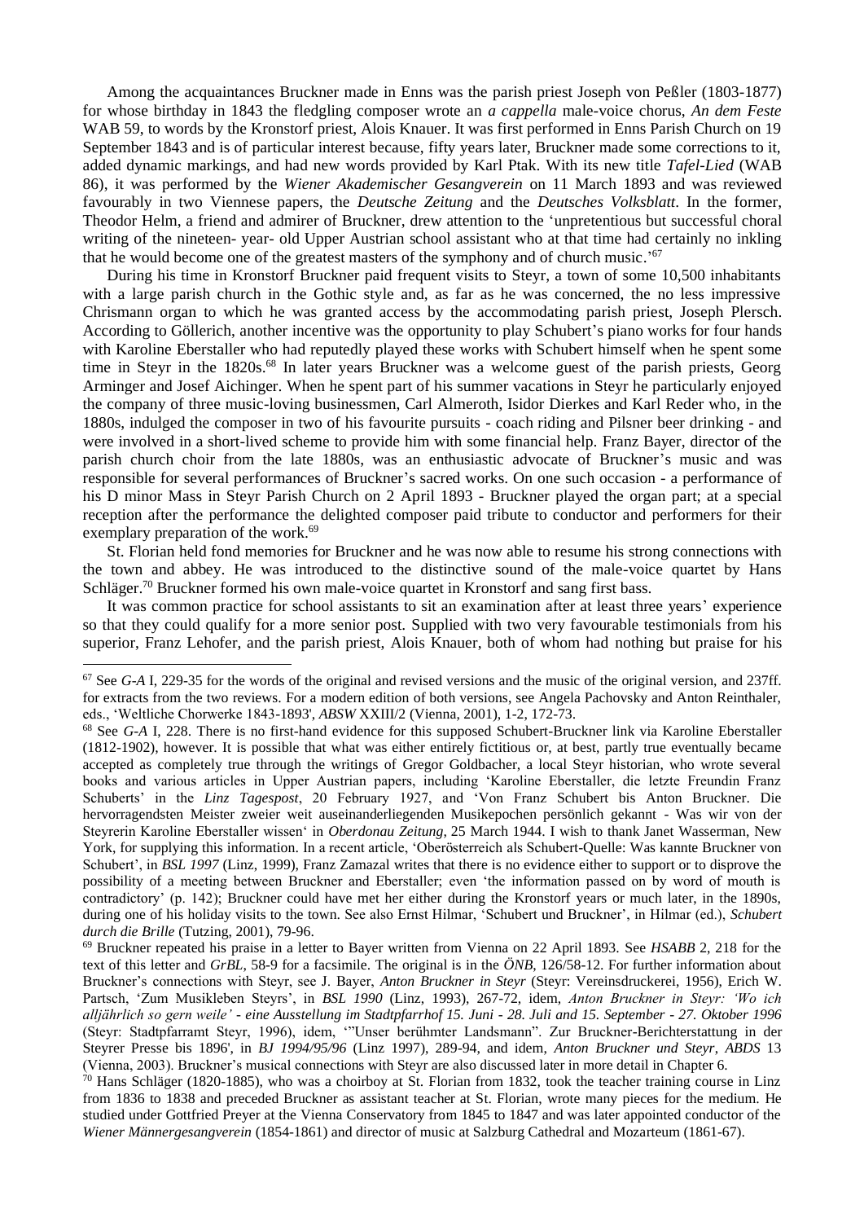Among the acquaintances Bruckner made in Enns was the parish priest Joseph von Peßler (1803-1877) for whose birthday in 1843 the fledgling composer wrote an *a cappella* male-voice chorus, *An dem Feste* WAB 59, to words by the Kronstorf priest, Alois Knauer. It was first performed in Enns Parish Church on 19 September 1843 and is of particular interest because, fifty years later, Bruckner made some corrections to it, added dynamic markings, and had new words provided by Karl Ptak. With its new title *Tafel-Lied* (WAB 86), it was performed by the *Wiener Akademischer Gesangverein* on 11 March 1893 and was reviewed favourably in two Viennese papers, the *Deutsche Zeitung* and the *Deutsches Volksblatt*. In the former, Theodor Helm, a friend and admirer of Bruckner, drew attention to the 'unpretentious but successful choral writing of the nineteen- year- old Upper Austrian school assistant who at that time had certainly no inkling that he would become one of the greatest masters of the symphony and of church music.'[67]

During his time in Kronstorf Bruckner paid frequent visits to Steyr, a town of some 10,500 inhabitants with a large parish church in the Gothic style and, as far as he was concerned, the no less impressive Chrismann organ to which he was granted access by the accommodating parish priest, Joseph Plersch. According to Göllerich, another incentive was the opportunity to play Schubert's piano works for four hands with Karoline Eberstaller who had reputedly played these works with Schubert himself when he spent some time in Steyr in the 1820s.[68] In later years Bruckner was a welcome guest of the parish priests, Georg Arminger and Josef Aichinger. When he spent part of his summer vacations in Steyr he particularly enjoyed the company of three music-loving businessmen, Carl Almeroth, Isidor Dierkes and Karl Reder who, in the 1880s, indulged the composer in two of his favourite pursuits - coach riding and Pilsner beer drinking - and were involved in a short-lived scheme to provide him with some financial help. Franz Bayer, director of the parish church choir from the late 1880s, was an enthusiastic advocate of Bruckner's music and was responsible for several performances of Bruckner's sacred works. On one such occasion - a performance of his D minor Mass in Steyr Parish Church on 2 April 1893 - Bruckner played the organ part; at a special reception after the performance the delighted composer paid tribute to conductor and performers for their exemplary preparation of the work.[69]

St. Florian held fond memories for Bruckner and he was now able to resume his strong connections with the town and abbey. He was introduced to the distinctive sound of the male-voice quartet by Hans Schläger.[70] Bruckner formed his own male-voice quartet in Kronstorf and sang first bass.

It was common practice for school assistants to sit an examination after at least three years' experience so that they could qualify for a more senior post. Supplied with two very favourable testimonials from his superior, Franz Lehofer, and the parish priest, Alois Knauer, both of whom had nothing but praise for his

---

[67] See *G-A* I, 229-35 for the words of the original and revised versions and the music of the original version, and 237ff. for extracts from the two reviews. For a modern edition of both versions, see Angela Pachovsky and Anton Reinthaler, eds., 'Weltliche Chorwerke 1843-1893', *ABSW* XXIII/2 (Vienna, 2001), 1-2, 172-73.

[68] See *G-A* I, 228. There is no first-hand evidence for this supposed Schubert-Bruckner link via Karoline Eberstaller (1812-1902), however. It is possible that what was either entirely fictitious or, at best, partly true eventually became accepted as completely true through the writings of Gregor Goldbacher, a local Steyr historian, who wrote several books and various articles in Upper Austrian papers, including 'Karoline Eberstaller, die letzte Freundin Franz Schuberts' in the *Linz Tagespost*, 20 February 1927, and 'Von Franz Schubert bis Anton Bruckner. Die hervorragendsten Meister zweier weit auseinanderliegenden Musikepochen persönlich gekannt - Was wir von der Steyrerin Karoline Eberstaller wissen' in *Oberdonau Zeitung*, 25 March 1944. I wish to thank Janet Wasserman, New York, for supplying this information. In a recent article, 'Oberösterreich als Schubert-Quelle: Was kannte Bruckner von Schubert', in *BSL 1997* (Linz, 1999), Franz Zamazal writes that there is no evidence either to support or to disprove the possibility of a meeting between Bruckner and Eberstaller; even 'the information passed on by word of mouth is contradictory' (p. 142); Bruckner could have met her either during the Kronstorf years or much later, in the 1890s, during one of his holiday visits to the town. See also Ernst Hilmar, 'Schubert und Bruckner', in Hilmar (ed.), *Schubert durch die Brille* (Tutzing, 2001), 79-96.

[69] Bruckner repeated his praise in a letter to Bayer written from Vienna on 22 April 1893. See *HSABB* 2, 218 for the text of this letter and *GrBL*, 58-9 for a facsimile. The original is in the *ÖNB*, 126/58-12. For further information about Bruckner's connections with Steyr, see J. Bayer, *Anton Bruckner in Steyr* (Steyr: Vereinsdruckerei, 1956), Erich W. Partsch, 'Zum Musikleben Steyrs', in *BSL 1990* (Linz, 1993), 267-72, idem, *Anton Bruckner in Steyr: 'Wo ich alljährlich so gern weile' - eine Ausstellung im Stadtpfarrhof 15. Juni - 28. Juli and 15. September - 27. Oktober 1996* (Steyr: Stadtpfarramt Steyr, 1996), idem, '"Unser berühmter Landsmann". Zur Bruckner-Berichterstattung in der Steyrer Presse bis 1896', in *BJ 1994/95/96* (Linz 1997), 289-94, and idem, *Anton Bruckner und Steyr*, *ABDS* 13 (Vienna, 2003). Bruckner's musical connections with Steyr are also discussed later in more detail in Chapter 6.

[70] Hans Schläger (1820-1885), who was a choirboy at St. Florian from 1832, took the teacher training course in Linz from 1836 to 1838 and preceded Bruckner as assistant teacher at St. Florian, wrote many pieces for the medium. He studied under Gottfried Preyer at the Vienna Conservatory from 1845 to 1847 and was later appointed conductor of the *Wiener Männergesangverein* (1854-1861) and director of music at Salzburg Cathedral and Mozarteum (1861-67).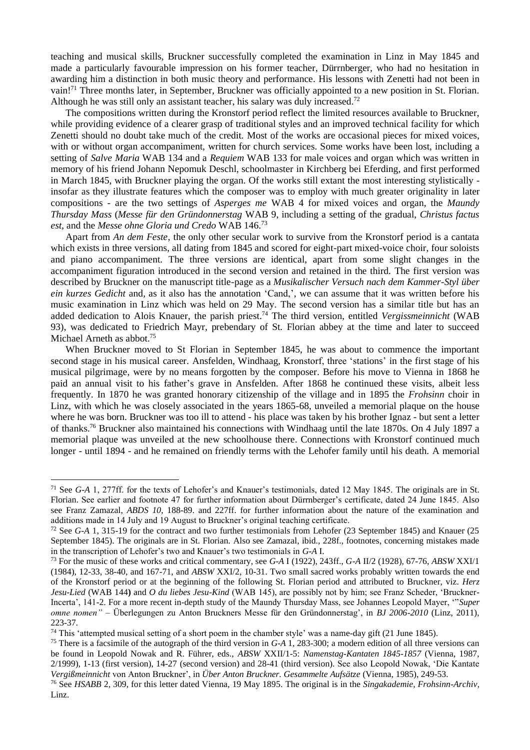teaching and musical skills, Bruckner successfully completed the examination in Linz in May 1845 and made a particularly favourable impression on his former teacher, Dürrnberger, who had no hesitation in awarding him a distinction in both music theory and performance. His lessons with Zenetti had not been in vain![71] Three months later, in September, Bruckner was officially appointed to a new position in St. Florian. Although he was still only an assistant teacher, his salary was duly increased.[72]

The compositions written during the Kronstorf period reflect the limited resources available to Bruckner, while providing evidence of a clearer grasp of traditional styles and an improved technical facility for which Zenetti should no doubt take much of the credit. Most of the works are occasional pieces for mixed voices, with or without organ accompaniment, written for church services. Some works have been lost, including a setting of *Salve Maria* WAB 134 and a *Requiem* WAB 133 for male voices and organ which was written in memory of his friend Johann Nepomuk Deschl, schoolmaster in Kirchberg bei Eferding, and first performed in March 1845, with Bruckner playing the organ. Of the works still extant the most interesting stylistically - insofar as they illustrate features which the composer was to employ with much greater originality in later compositions - are the two settings of *Asperges me* WAB 4 for mixed voices and organ, the *Maundy Thursday Mass* (*Messe für den Gründonnerstag* WAB 9, including a setting of the gradual, *Christus factus est*, and the *Messe ohne Gloria und Credo* WAB 146.[73]

Apart from *An dem Feste*, the only other secular work to survive from the Kronstorf period is a cantata which exists in three versions, all dating from 1845 and scored for eight-part mixed-voice choir, four soloists and piano accompaniment. The three versions are identical, apart from some slight changes in the accompaniment figuration introduced in the second version and retained in the third. The first version was described by Bruckner on the manuscript title-page as a *Musikalischer Versuch nach dem Kammer-Styl über ein kurzes Gedicht* and, as it also has the annotation 'Cand,', we can assume that it was written before his music examination in Linz which was held on 29 May. The second version has a similar title but has an added dedication to Alois Knauer, the parish priest.[74] The third version, entitled *Vergissmeinnicht* (WAB 93), was dedicated to Friedrich Mayr, prebendary of St. Florian abbey at the time and later to succeed Michael Arneth as abbot.[75]

When Bruckner moved to St Florian in September 1845, he was about to commence the important second stage in his musical career. Ansfelden, Windhaag, Kronstorf, three 'stations' in the first stage of his musical pilgrimage, were by no means forgotten by the composer. Before his move to Vienna in 1868 he paid an annual visit to his father's grave in Ansfelden. After 1868 he continued these visits, albeit less frequently. In 1870 he was granted honorary citizenship of the village and in 1895 the *Frohsinn* choir in Linz, with which he was closely associated in the years 1865-68, unveiled a memorial plaque on the house where he was born. Bruckner was too ill to attend - his place was taken by his brother Ignaz - but sent a letter of thanks.[76] Bruckner also maintained his connections with Windhaag until the late 1870s. On 4 July 1897 a memorial plaque was unveiled at the new schoolhouse there. Connections with Kronstorf continued much longer - until 1894 - and he remained on friendly terms with the Lehofer family until his death. A memorial

---

[71] See *G-A* 1, 277ff. for the texts of Lehofer's and Knauer's testimonials, dated 12 May 1845. The originals are in St. Florian. See earlier and footnote 47 for further information about Dürrnberger's certificate, dated 24 June 1845. Also see Franz Zamazal, *ABDS 10*, 188-89. and 227ff. for further information about the nature of the examination and additions made in 14 July and 19 August to Bruckner's original teaching certificate.

[72] See *G-A* 1, 315-19 for the contract and two further testimonials from Lehofer (23 September 1845) and Knauer (25 September 1845). The originals are in St. Florian. Also see Zamazal, ibid., 228f., footnotes, concerning mistakes made in the transcription of Lehofer's two and Knauer's two testimonials in *G-A* I.

[73] For the music of these works and critical commentary, see *G-A* I (1922), 243ff., *G-A* II/2 (1928), 67-76, *ABSW* XXI/1 (1984), 12-33, 38-40, and 167-71, and *ABSW* XXI/2, 10-31. Two small sacred works probably written towards the end of the Kronstorf period or at the beginning of the following St. Florian period and attributed to Bruckner, viz. *Herz Jesu-Lied* (WAB 144) and *O du liebes Jesu-Kind* (WAB 145), are possibly not by him; see Franz Scheder, 'Bruckner-Incerta', 141-2. For a more recent in-depth study of the Maundy Thursday Mass, see Johannes Leopold Mayer, '"*Super omne nomen"* – Überlegungen zu Anton Bruckners Messe für den Gründonnerstag', in *BJ 2006-2010* (Linz, 2011), 223-37.

[74] This 'attempted musical setting of a short poem in the chamber style' was a name-day gift (21 June 1845).

[75] There is a facsimile of the autograph of the third version in *G-A* 1, 283-300; a modern edition of all three versions can be found in Leopold Nowak and R. Führer, eds., *ABSW* XXII/1-5: *Namenstag-Kantaten 1845-1857* (Vienna, 1987, 2/1999), 1-13 (first version), 14-27 (second version) and 28-41 (third version). See also Leopold Nowak, 'Die Kantate *Vergißmeinnicht* von Anton Bruckner', in *Über Anton Bruckner. Gesammelte Aufsätze* (Vienna, 1985), 249-53.

[76] See *HSABB* 2, 309, for this letter dated Vienna, 19 May 1895. The original is in the *Singakademie, Frohsinn-Archiv*, Linz.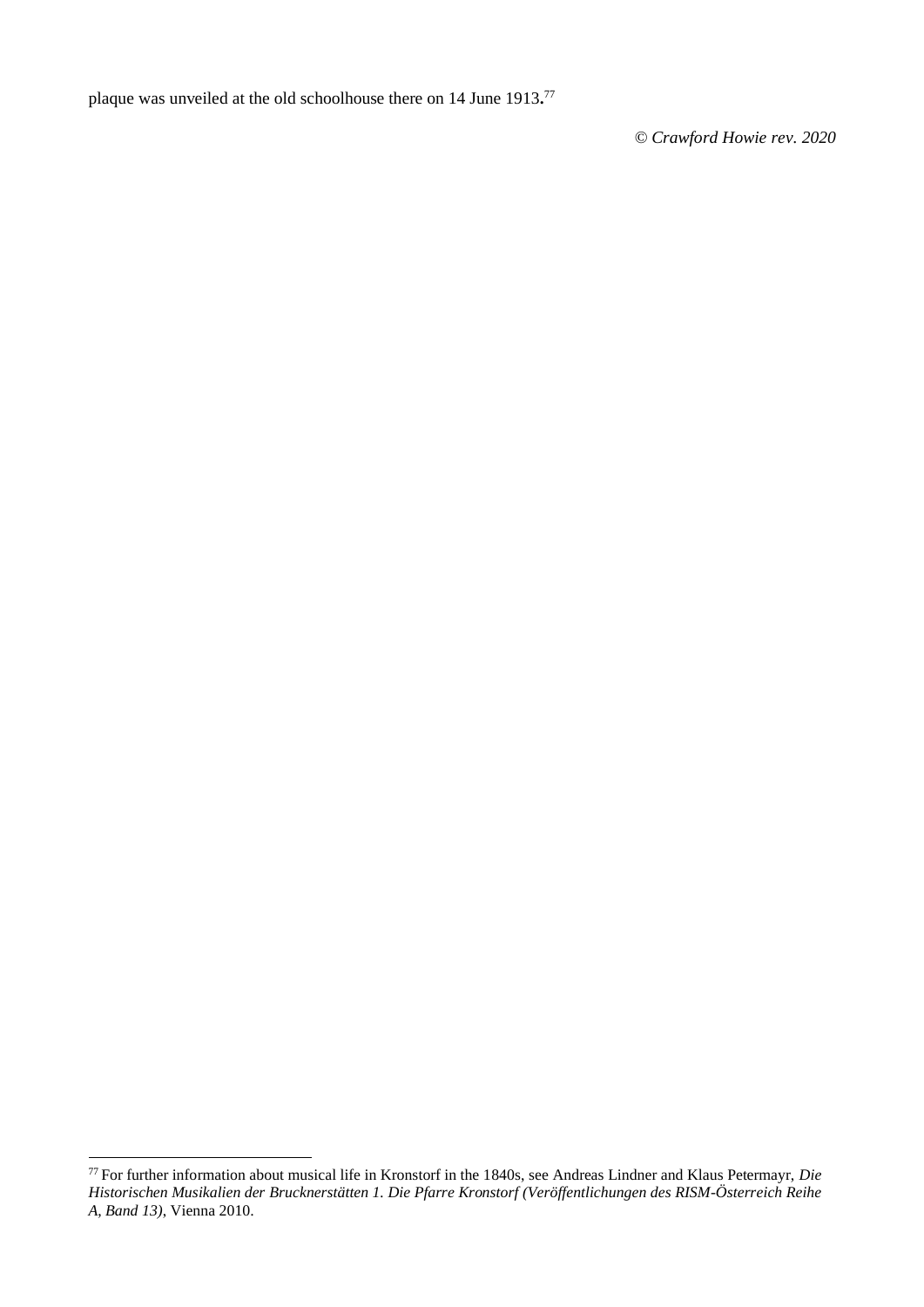plaque was unveiled at the old schoolhouse there on 14 June 1913.[77]

*© Crawford Howie rev. 2020*

[77] For further information about musical life in Kronstorf in the 1840s, see Andreas Lindner and Klaus Petermayr, *Die Historischen Musikalien der Brucknerstätten 1. Die Pfarre Kronstorf (Veröffentlichungen des RISM-Österreich Reihe A, Band 13)*, Vienna 2010.